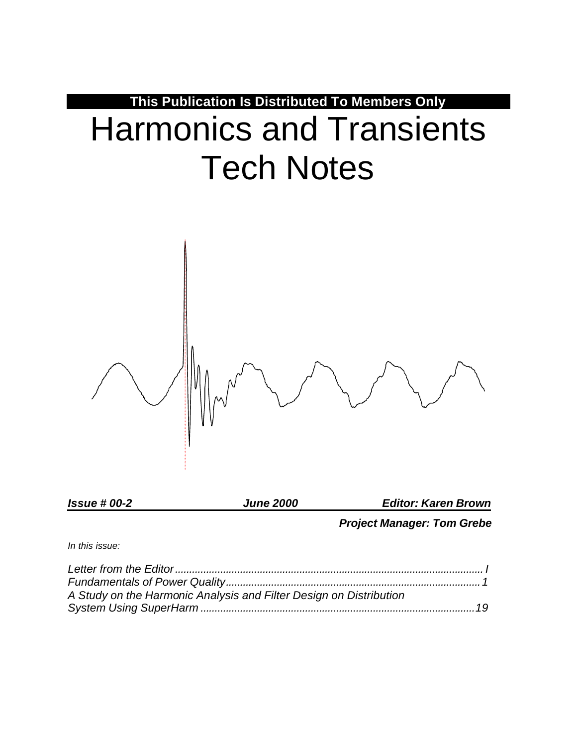**This Publication Is Distributed To Members Only**

# Harmonics and Transients Tech Notes

***Issue # 00-2*** ***June 2000*** ***Editor: Karen Brown***

***Project Manager: Tom Grebe***

*In this issue:*

*Letter from the Editor............................................................................................................ I*
*Fundamentals of Power Quality..........................................................................................1*
*A Study on the Harmonic Analysis and Filter Design on Distribution System Using SuperHarm .................................................................................................19*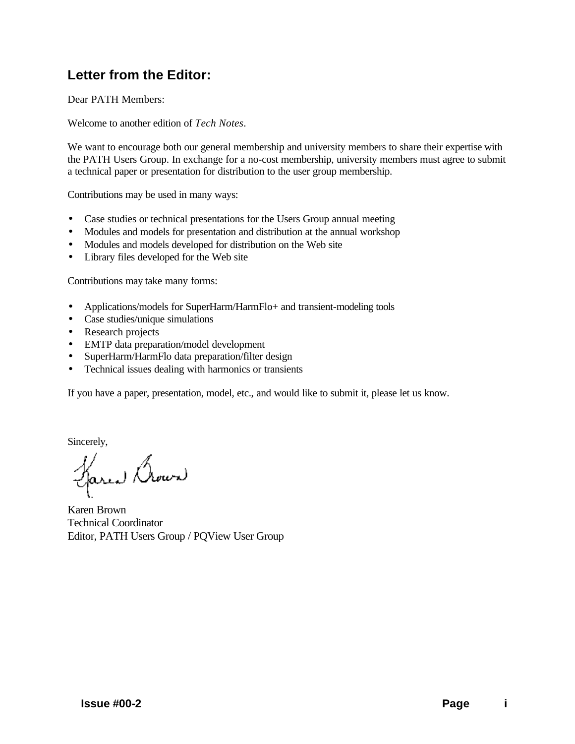## Letter from the Editor:

Dear PATH Members:

Welcome to another edition of *Tech Notes*.

We want to encourage both our general membership and university members to share their expertise with the PATH Users Group. In exchange for a no-cost membership, university members must agree to submit a technical paper or presentation for distribution to the user group membership.

Contributions may be used in many ways:

- Case studies or technical presentations for the Users Group annual meeting
- Modules and models for presentation and distribution at the annual workshop
- Modules and models developed for distribution on the Web site
- Library files developed for the Web site

Contributions may take many forms:

- Applications/models for SuperHarm/HarmFlo+ and transient-modeling tools
- Case studies/unique simulations
- Research projects
- EMTP data preparation/model development
- SuperHarm/HarmFlo data preparation/filter design
- Technical issues dealing with harmonics or transients

If you have a paper, presentation, model, etc., and would like to submit it, please let us know.

Sincerely,

Karen Brown
Technical Coordinator
Editor, PATH Users Group / PQView User Group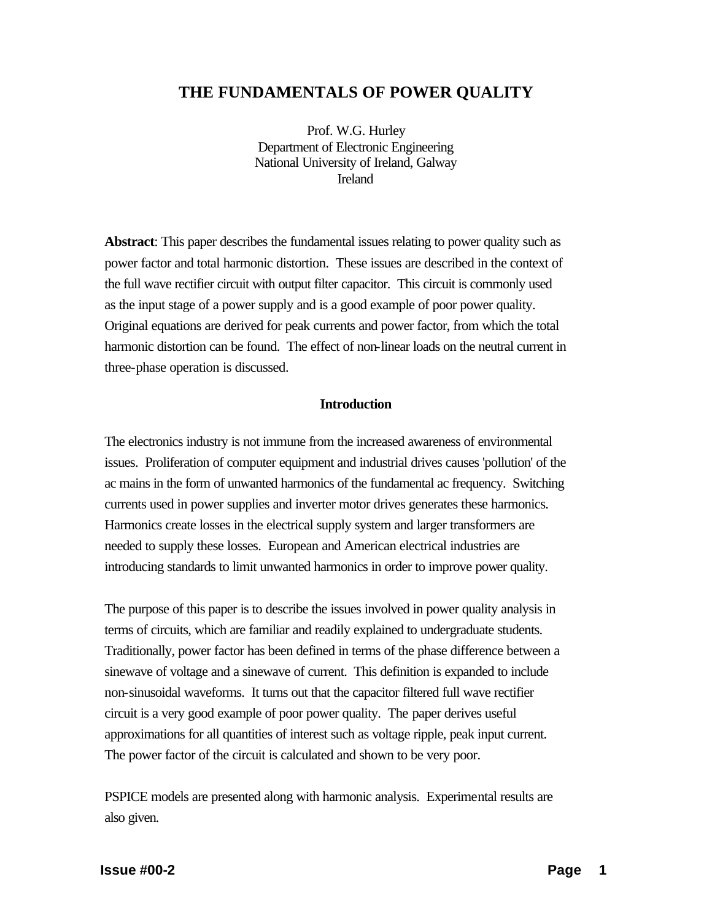# THE FUNDAMENTALS OF POWER QUALITY

Prof. W.G. Hurley
Department of Electronic Engineering
National University of Ireland, Galway
Ireland

**Abstract**: This paper describes the fundamental issues relating to power quality such as power factor and total harmonic distortion. These issues are described in the context of the full wave rectifier circuit with output filter capacitor. This circuit is commonly used as the input stage of a power supply and is a good example of poor power quality. Original equations are derived for peak currents and power factor, from which the total harmonic distortion can be found. The effect of non-linear loads on the neutral current in three-phase operation is discussed.

## Introduction

The electronics industry is not immune from the increased awareness of environmental issues. Proliferation of computer equipment and industrial drives causes 'pollution' of the ac mains in the form of unwanted harmonics of the fundamental ac frequency. Switching currents used in power supplies and inverter motor drives generates these harmonics. Harmonics create losses in the electrical supply system and larger transformers are needed to supply these losses. European and American electrical industries are introducing standards to limit unwanted harmonics in order to improve power quality.

The purpose of this paper is to describe the issues involved in power quality analysis in terms of circuits, which are familiar and readily explained to undergraduate students. Traditionally, power factor has been defined in terms of the phase difference between a sinewave of voltage and a sinewave of current. This definition is expanded to include non-sinusoidal waveforms. It turns out that the capacitor filtered full wave rectifier circuit is a very good example of poor power quality. The paper derives useful approximations for all quantities of interest such as voltage ripple, peak input current. The power factor of the circuit is calculated and shown to be very poor.

PSPICE models are presented along with harmonic analysis. Experimental results are also given.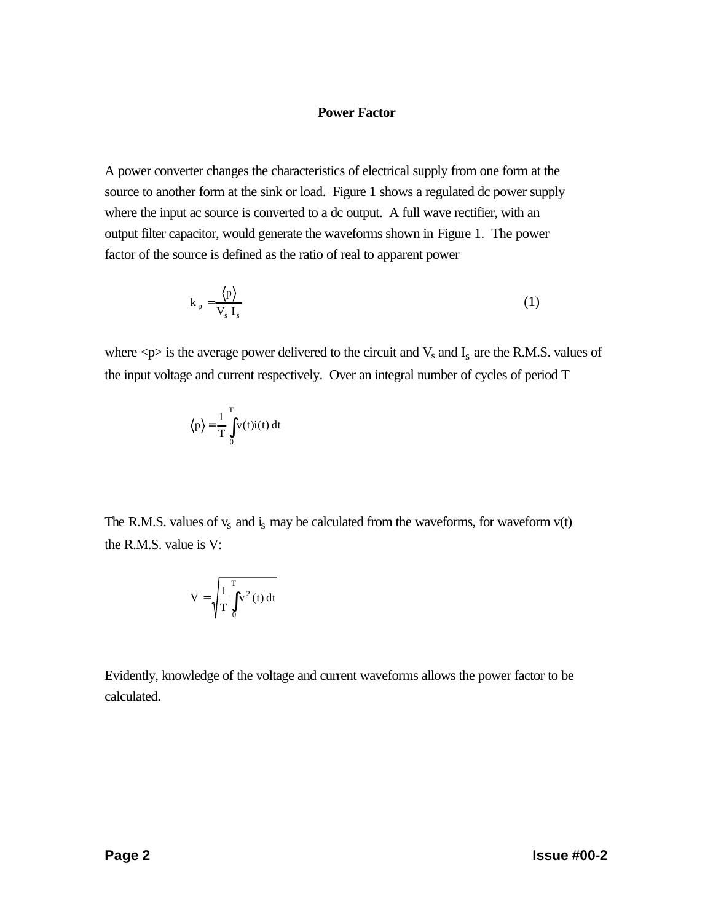# Power Factor

A power converter changes the characteristics of electrical supply from one form at the source to another form at the sink or load. Figure 1 shows a regulated dc power supply where the input ac source is converted to a dc output. A full wave rectifier, with an output filter capacitor, would generate the waveforms shown in Figure 1. The power factor of the source is defined as the ratio of real to apparent power

$$k_p = \frac{\langle p \rangle}{V_s \, I_s} \tag{1}$$

where <p> is the average power delivered to the circuit and $V_s$ and $I_s$ are the R.M.S. values of the input voltage and current respectively. Over an integral number of cycles of period T

$$\langle p \rangle = \frac{1}{T} \int_0^T v(t) i(t) \, dt$$

The R.M.S. values of $v_s$ and $i_s$ may be calculated from the waveforms, for waveform v(t) the R.M.S. value is V:

$$V = \sqrt{\frac{1}{T} \int_0^T v^2(t) \, dt}$$

Evidently, knowledge of the voltage and current waveforms allows the power factor to be calculated.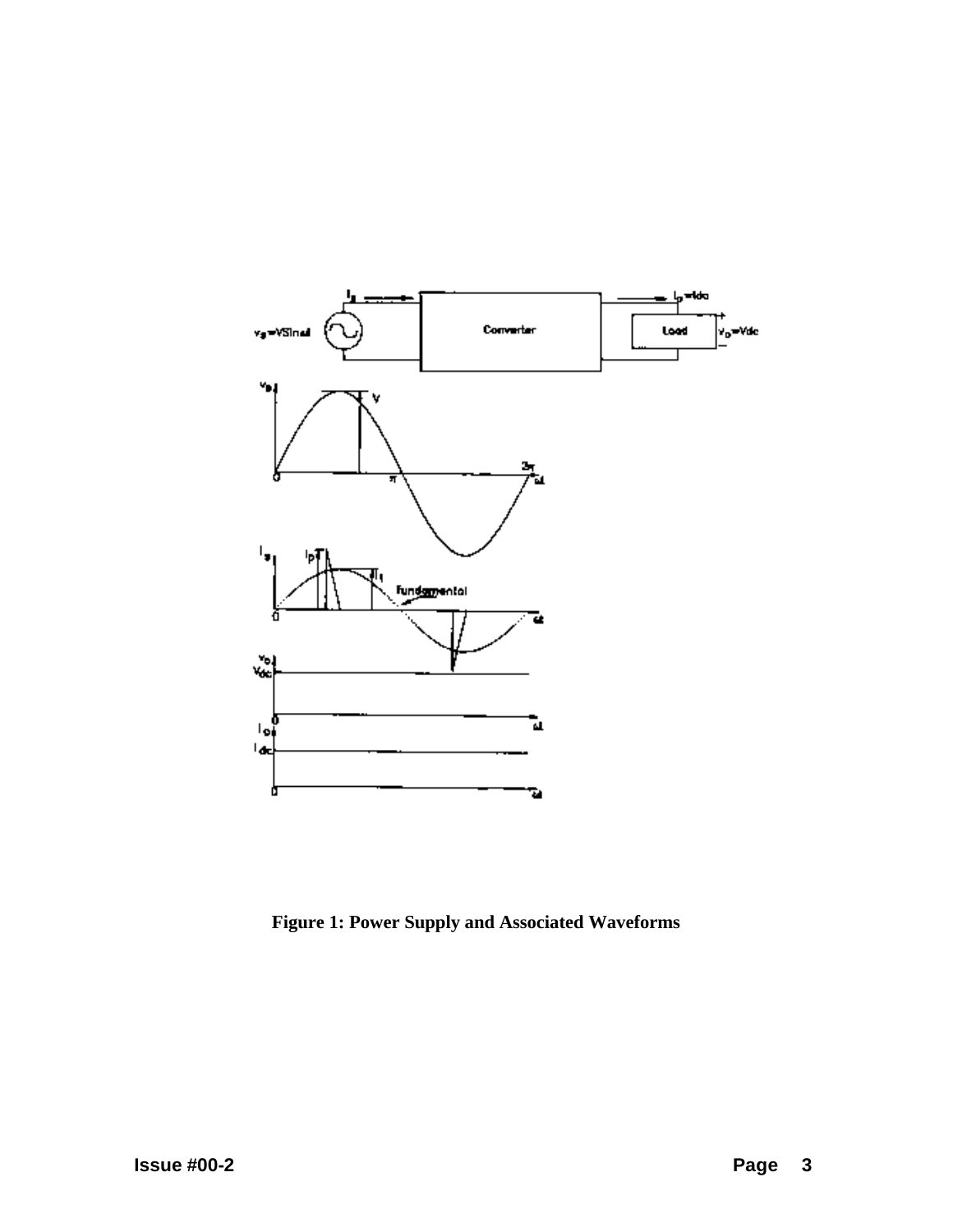**Figure 1: Power Supply and Associated Waveforms**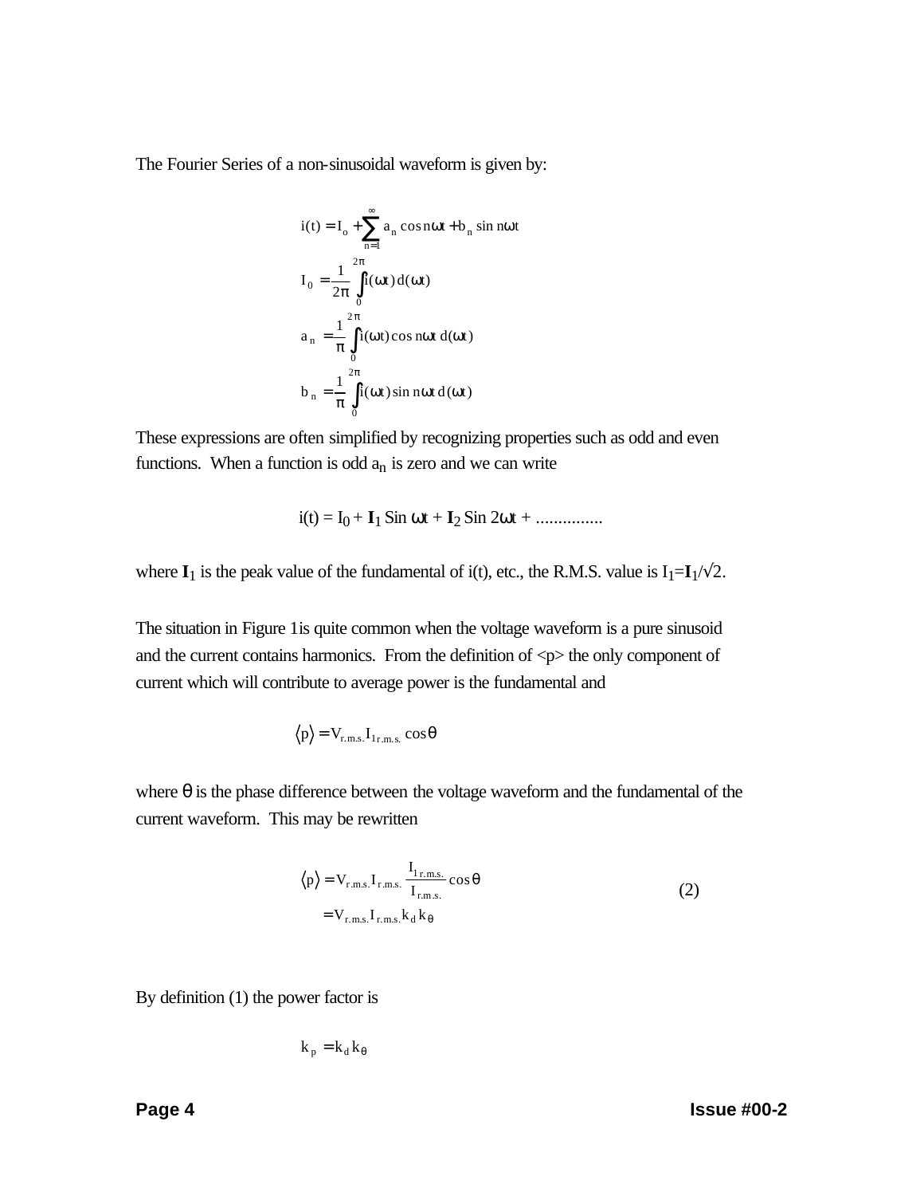The Fourier Series of a non-sinusoidal waveform is given by:

$$
\begin{aligned}
i(t) &= I_o + \sum_{n=1}^{\infty} a_n \cos n\omega t + b_n \sin n\omega t \\
I_0 &= \frac{1}{2\pi}\int_0^{2\pi} i(\omega t)\, d(\omega t) \\
a_n &= \frac{1}{\pi}\int_0^{2\pi} i(\omega t) \cos n\omega t \; d(\omega t) \\
b_n &= \frac{1}{\pi}\int_0^{2\pi} i(\omega t) \sin n\omega t \; d(\omega t)
\end{aligned}
$$

These expressions are often simplified by recognizing properties such as odd and even functions. When a function is odd $a_n$ is zero and we can write

$$
i(t) = I_0 + \mathbf{I}_1 \, \mathrm{Sin}\ \omega t + \mathbf{I}_2 \, \mathrm{Sin}\ 2\omega t + \ldots\ldots\ldots\ldots
$$

where $\mathbf{I}_1$ is the peak value of the fundamental of i(t), etc., the R.M.S. value is $I_1 = \mathbf{I}_1/\sqrt{2}$.

The situation in Figure 1is quite common when the voltage waveform is a pure sinusoid and the current contains harmonics. From the definition of <p> the only component of current which will contribute to average power is the fundamental and

$$
\langle p \rangle = V_{r.m.s.} I_{1\,r.m.s.} \cos\theta
$$

where $\theta$ is the phase difference between the voltage waveform and the fundamental of the current waveform. This may be rewritten

$$
\begin{aligned}
\langle p \rangle &= V_{r.m.s.} I_{r.m.s.} \frac{I_{1\,r.m.s.}}{I_{r.m.s.}} \cos\theta \\
&= V_{r.m.s.} I_{r.m.s.} k_d k_\theta
\end{aligned} \qquad (2)
$$

By definition (1) the power factor is

$$
k_p = k_d k_\theta
$$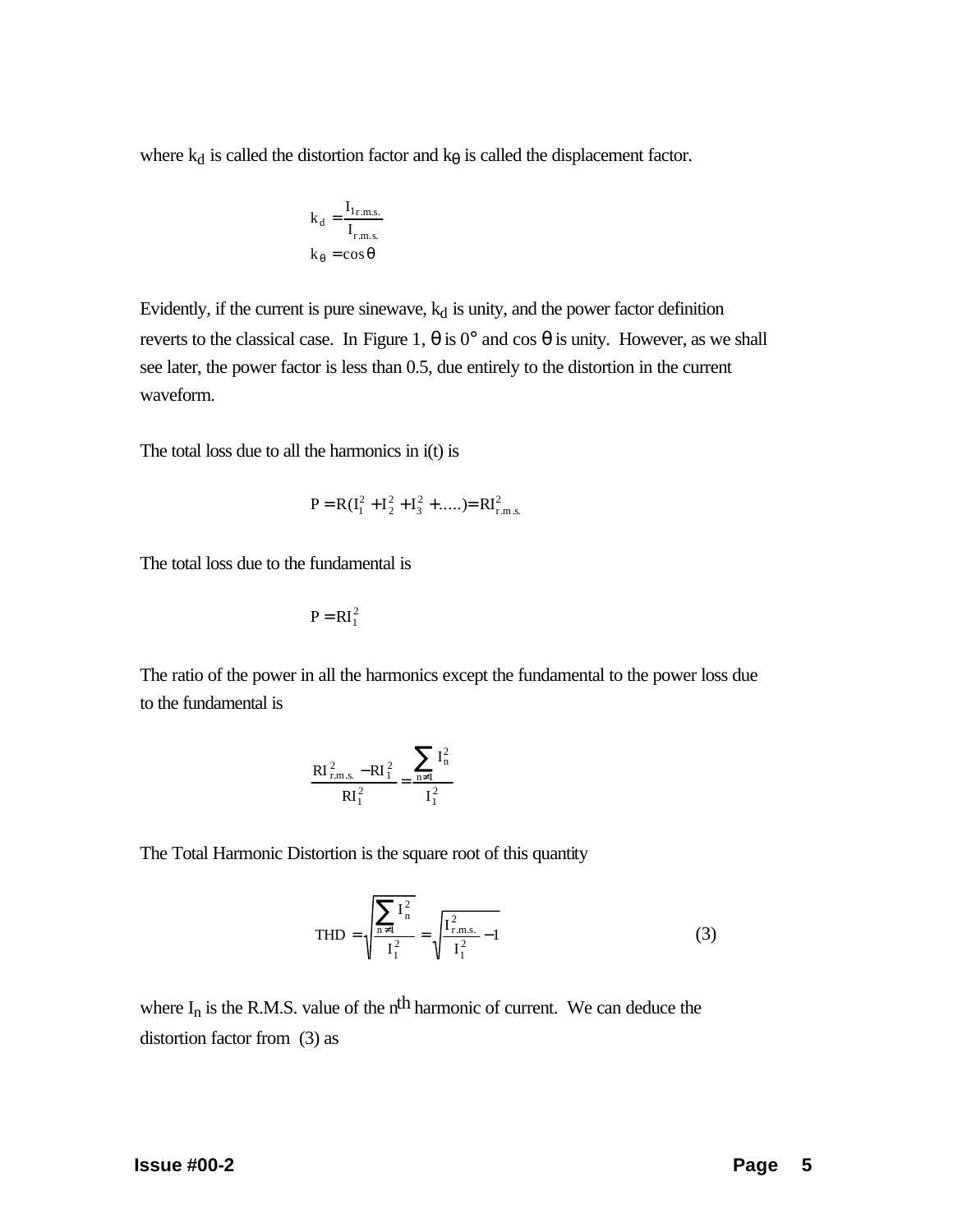where $k_d$ is called the distortion factor and $k_\theta$ is called the displacement factor.

$$k_d = \frac{I_{1r.m.s.}}{I_{r.m.s.}}$$
$$k_\theta = \cos\theta$$

Evidently, if the current is pure sinewave, $k_d$ is unity, and the power factor definition reverts to the classical case. In Figure 1, $\theta$ is 0° and cos $\theta$ is unity. However, as we shall see later, the power factor is less than 0.5, due entirely to the distortion in the current waveform.

The total loss due to all the harmonics in i(t) is

$$P = R(I_1^2 + I_2^2 + I_3^2 + .....) = RI_{r.m.s.}^2$$

The total loss due to the fundamental is

$$P = RI_1^2$$

The ratio of the power in all the harmonics except the fundamental to the power loss due to the fundamental is

$$\frac{RI_{r.m.s.}^2 - RI_1^2}{RI_1^2} = \frac{\sum_{n \neq 1} I_n^2}{I_1^2}$$

The Total Harmonic Distortion is the square root of this quantity

$$THD = \sqrt{\frac{\sum_{n \neq 1} I_n^2}{I_1^2}} = \sqrt{\frac{I_{r.m.s.}^2}{I_1^2} - 1} \qquad (3)$$

where $I_n$ is the R.M.S. value of the $n^{th}$ harmonic of current. We can deduce the distortion factor from (3) as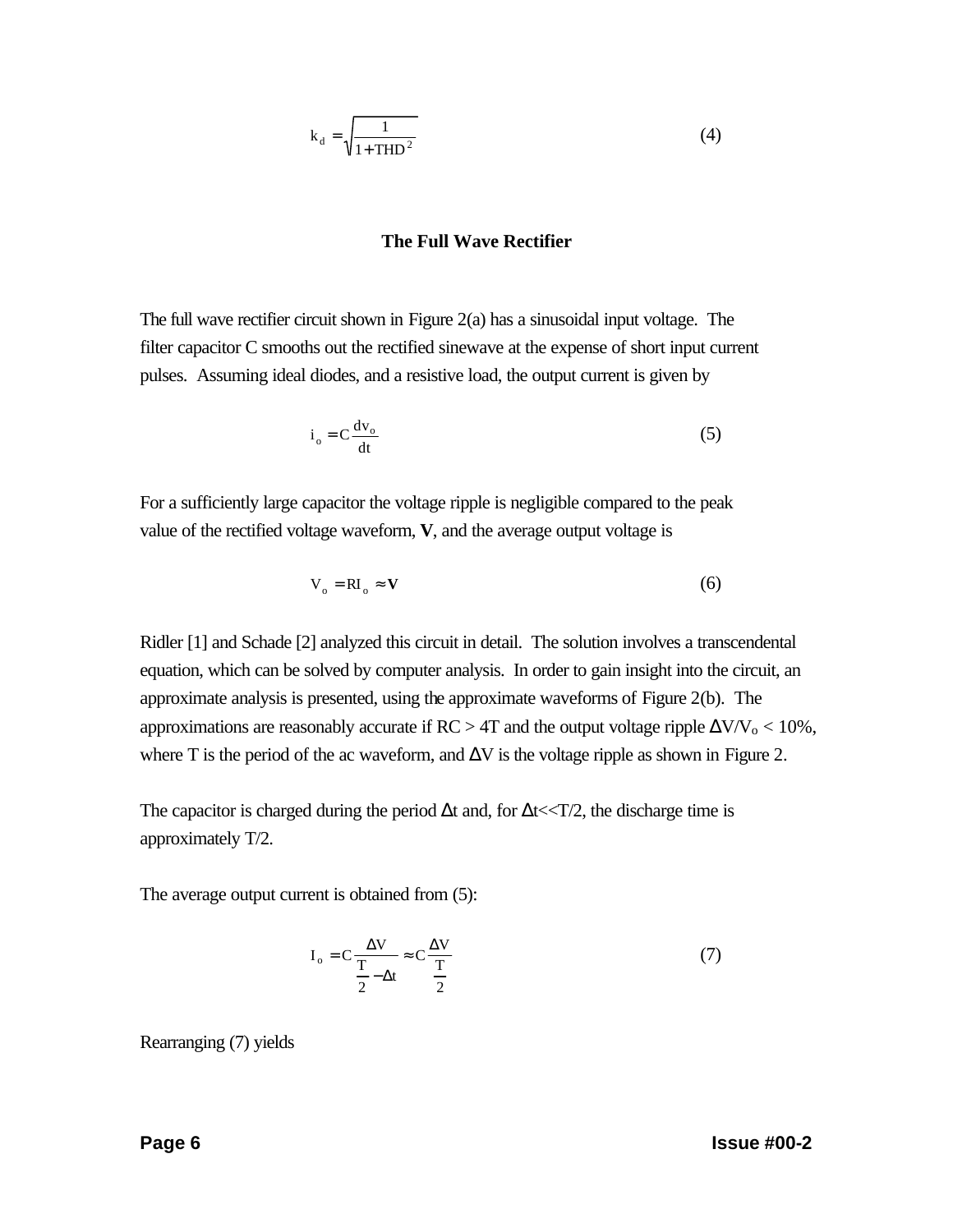$$k_d = \sqrt{\frac{1}{1 + THD^2}} \tag{4}$$

### The Full Wave Rectifier

The full wave rectifier circuit shown in Figure 2(a) has a sinusoidal input voltage. The filter capacitor C smooths out the rectified sinewave at the expense of short input current pulses. Assuming ideal diodes, and a resistive load, the output current is given by

$$i_o = C \frac{dv_o}{dt} \tag{5}$$

For a sufficiently large capacitor the voltage ripple is negligible compared to the peak value of the rectified voltage waveform, **V**, and the average output voltage is

$$V_o = RI_o \approx \mathbf{V} \tag{6}$$

Ridler [1] and Schade [2] analyzed this circuit in detail. The solution involves a transcendental equation, which can be solved by computer analysis. In order to gain insight into the circuit, an approximate analysis is presented, using the approximate waveforms of Figure 2(b). The approximations are reasonably accurate if $RC > 4T$ and the output voltage ripple $\Delta V/V_o < 10\%$, where T is the period of the ac waveform, and $\Delta V$ is the voltage ripple as shown in Figure 2.

The capacitor is charged during the period $\Delta t$ and, for $\Delta t << T/2$, the discharge time is approximately T/2.

The average output current is obtained from (5):

$$I_o = C \frac{\Delta V}{\frac{T}{2} - \Delta t} \approx C \frac{\Delta V}{\frac{T}{2}} \tag{7}$$

Rearranging (7) yields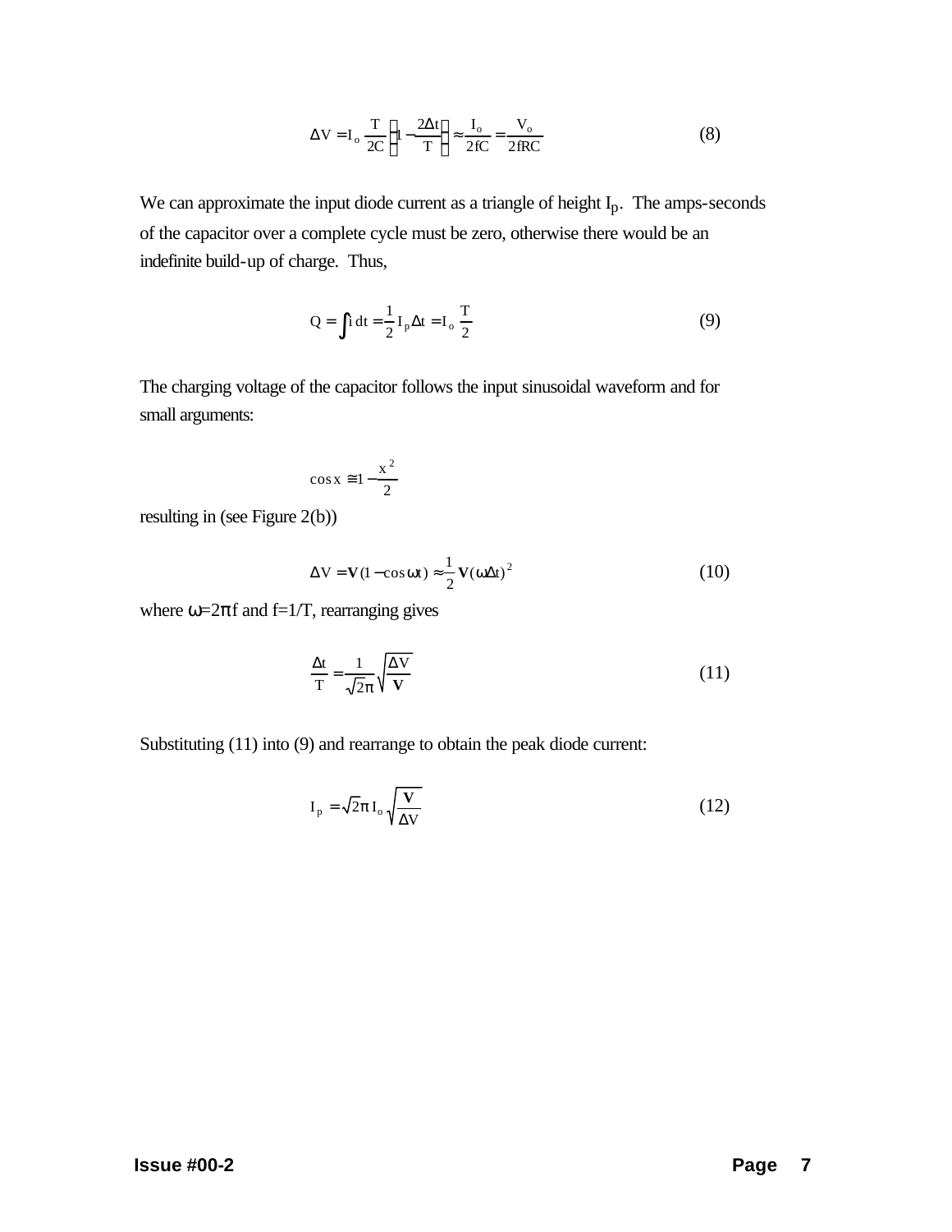$$\Delta V = I_o \frac{T}{2C}\left(1 - \frac{2\Delta t}{T}\right) \approx \frac{I_o}{2fC} = \frac{V_o}{2fRC} \tag{8}$$

We can approximate the input diode current as a triangle of height $I_p$. The amps-seconds of the capacitor over a complete cycle must be zero, otherwise there would be an indefinite build-up of charge. Thus,

$$Q = \int i\,dt = \frac{1}{2} I_p \Delta t = I_o \frac{T}{2} \tag{9}$$

The charging voltage of the capacitor follows the input sinusoidal waveform and for small arguments:

$$\cos x \cong 1 - \frac{x^2}{2}$$

resulting in (see Figure 2(b))

$$\Delta V = \mathbf{V}(1 - \cos\omega t) \approx \frac{1}{2}\mathbf{V}(\omega\Delta t)^2 \tag{10}$$

where $\omega = 2\pi f$ and $f = 1/T$, rearranging gives

$$\frac{\Delta t}{T} = \frac{1}{\sqrt{2}\pi}\sqrt{\frac{\Delta V}{\mathbf{V}}} \tag{11}$$

Substituting (11) into (9) and rearrange to obtain the peak diode current:

$$I_p = \sqrt{2}\pi I_o \sqrt{\frac{\mathbf{V}}{\Delta V}} \tag{12}$$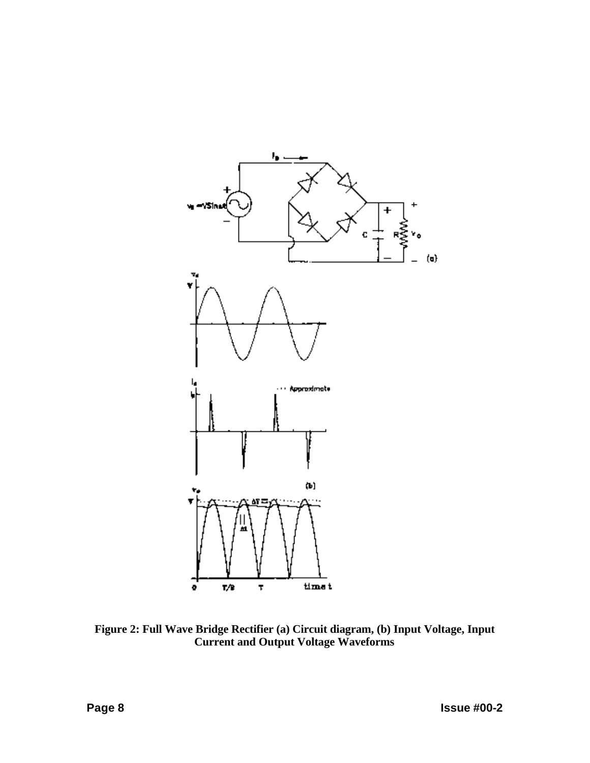**Figure 2: Full Wave Bridge Rectifier (a) Circuit diagram, (b) Input Voltage, Input Current and Output Voltage Waveforms**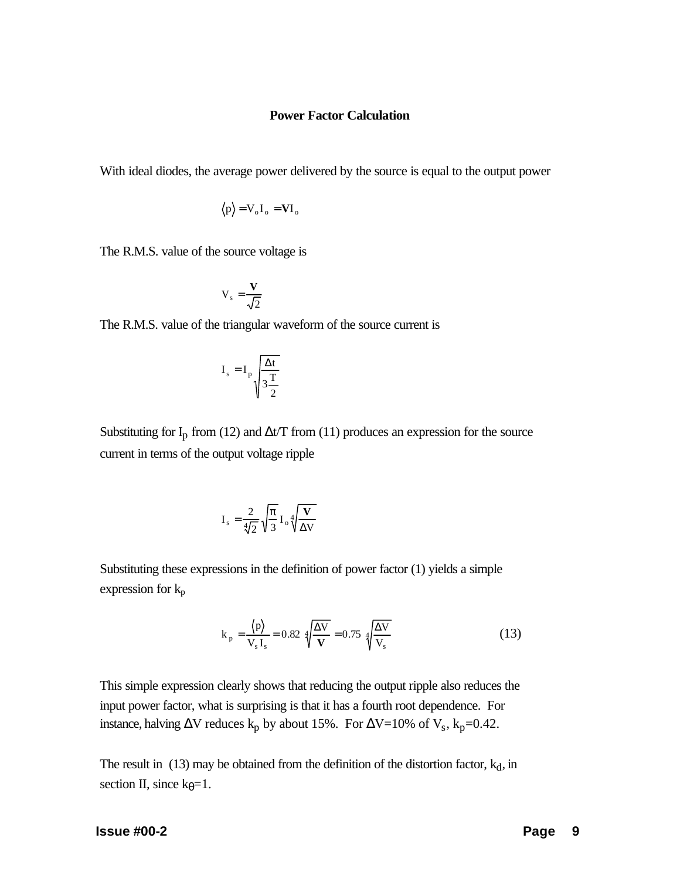**Power Factor Calculation**

With ideal diodes, the average power delivered by the source is equal to the output power

$$\langle p \rangle = V_o I_o = \mathbf{V} I_o$$

The R.M.S. value of the source voltage is

$$V_s = \frac{\mathbf{V}}{\sqrt{2}}$$

The R.M.S. value of the triangular waveform of the source current is

$$I_s = I_p \sqrt{\frac{\Delta t}{3\frac{T}{2}}}$$

Substituting for $I_p$ from (12) and $\Delta t/T$ from (11) produces an expression for the source current in terms of the output voltage ripple

$$I_s = \frac{2}{\sqrt[4]{2}} \sqrt{\frac{\pi}{3}}\, I_o \sqrt[4]{\frac{\mathbf{V}}{\Delta V}}$$

Substituting these expressions in the definition of power factor (1) yields a simple expression for $k_p$

$$k_p = \frac{\langle p \rangle}{V_s I_s} = 0.82 \sqrt[4]{\frac{\Delta V}{\mathbf{V}}} = 0.75 \sqrt[4]{\frac{\Delta V}{V_s}} \tag{13}$$

This simple expression clearly shows that reducing the output ripple also reduces the input power factor, what is surprising is that it has a fourth root dependence. For instance, halving $\Delta V$ reduces $k_p$ by about 15%. For $\Delta V$=10% of $V_s$, $k_p$=0.42.

The result in (13) may be obtained from the definition of the distortion factor, $k_d$, in section II, since $k_\theta$=1.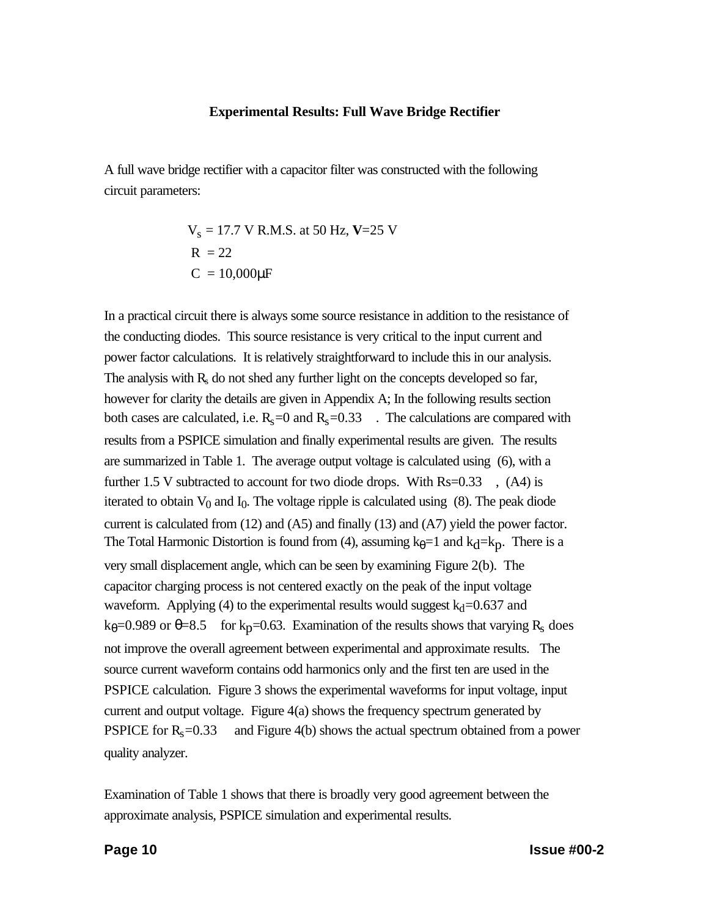### Experimental Results: Full Wave Bridge Rectifier

A full wave bridge rectifier with a capacitor filter was constructed with the following circuit parameters:

$V_s$ = 17.7 V R.M.S. at 50 Hz, **V**=25 V
R = 22
C = 10,000μF

In a practical circuit there is always some source resistance in addition to the resistance of the conducting diodes. This source resistance is very critical to the input current and power factor calculations. It is relatively straightforward to include this in our analysis. The analysis with $R_s$ do not shed any further light on the concepts developed so far, however for clarity the details are given in Appendix A; In the following results section both cases are calculated, i.e. $R_s$=0 and $R_s$=0.33 . The calculations are compared with results from a PSPICE simulation and finally experimental results are given. The results are summarized in Table 1. The average output voltage is calculated using (6), with a further 1.5 V subtracted to account for two diode drops. With Rs=0.33 , (A4) is iterated to obtain $V_0$ and $I_0$. The voltage ripple is calculated using (8). The peak diode current is calculated from (12) and (A5) and finally (13) and (A7) yield the power factor. The Total Harmonic Distortion is found from (4), assuming $k_\theta$=1 and $k_d$=$k_p$. There is a very small displacement angle, which can be seen by examining Figure 2(b). The capacitor charging process is not centered exactly on the peak of the input voltage waveform. Applying (4) to the experimental results would suggest $k_d$=0.637 and $k_\theta$=0.989 or $\theta$=8.5 for $k_p$=0.63. Examination of the results shows that varying $R_s$ does not improve the overall agreement between experimental and approximate results. The source current waveform contains odd harmonics only and the first ten are used in the PSPICE calculation. Figure 3 shows the experimental waveforms for input voltage, input current and output voltage. Figure 4(a) shows the frequency spectrum generated by PSPICE for $R_s$=0.33 and Figure 4(b) shows the actual spectrum obtained from a power quality analyzer.

Examination of Table 1 shows that there is broadly very good agreement between the approximate analysis, PSPICE simulation and experimental results.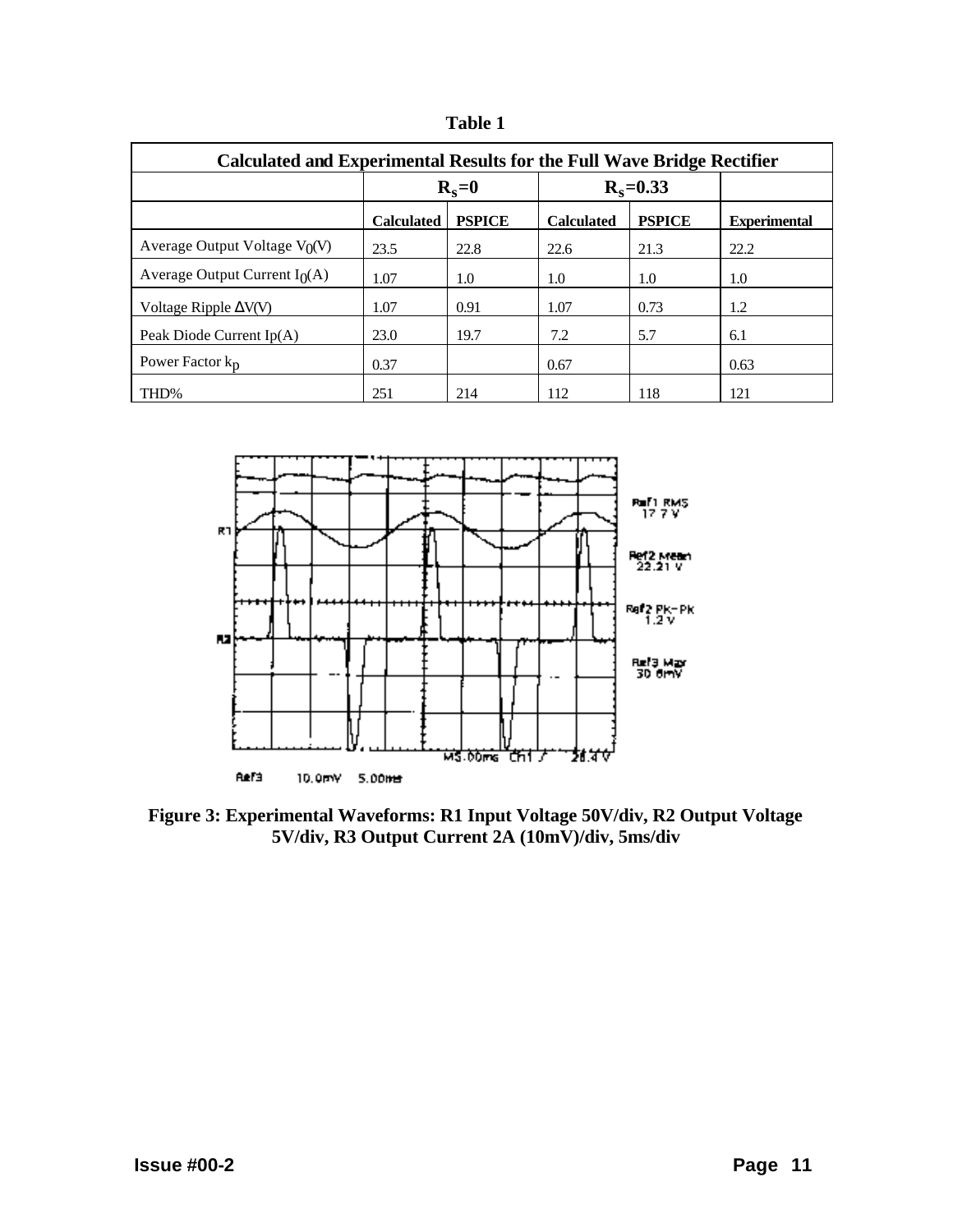**Table 1**

| Calculated and Experimental Results for the Full Wave Bridge Rectifier | | | | | |
|---|---|---|---|---|---|
| | $R_s=0$ | | $R_s=0.33$ | | |
| | **Calculated** | **PSPICE** | **Calculated** | **PSPICE** | **Experimental** |
| Average Output Voltage $V_0$(V) | 23.5 | 22.8 | 22.6 | 21.3 | 22.2 |
| Average Output Current $I_0$(A) | 1.07 | 1.0 | 1.0 | 1.0 | 1.0 |
| Voltage Ripple $\Delta V$(V) | 1.07 | 0.91 | 1.07 | 0.73 | 1.2 |
| Peak Diode Current Ip(A) | 23.0 | 19.7 | 7.2 | 5.7 | 6.1 |
| Power Factor $k_p$ | 0.37 | | 0.67 | | 0.63 |
| THD% | 251 | 214 | 112 | 118 | 121 |

**Figure 3: Experimental Waveforms: R1 Input Voltage 50V/div, R2 Output Voltage 5V/div, R3 Output Current 2A (10mV)/div, 5ms/div**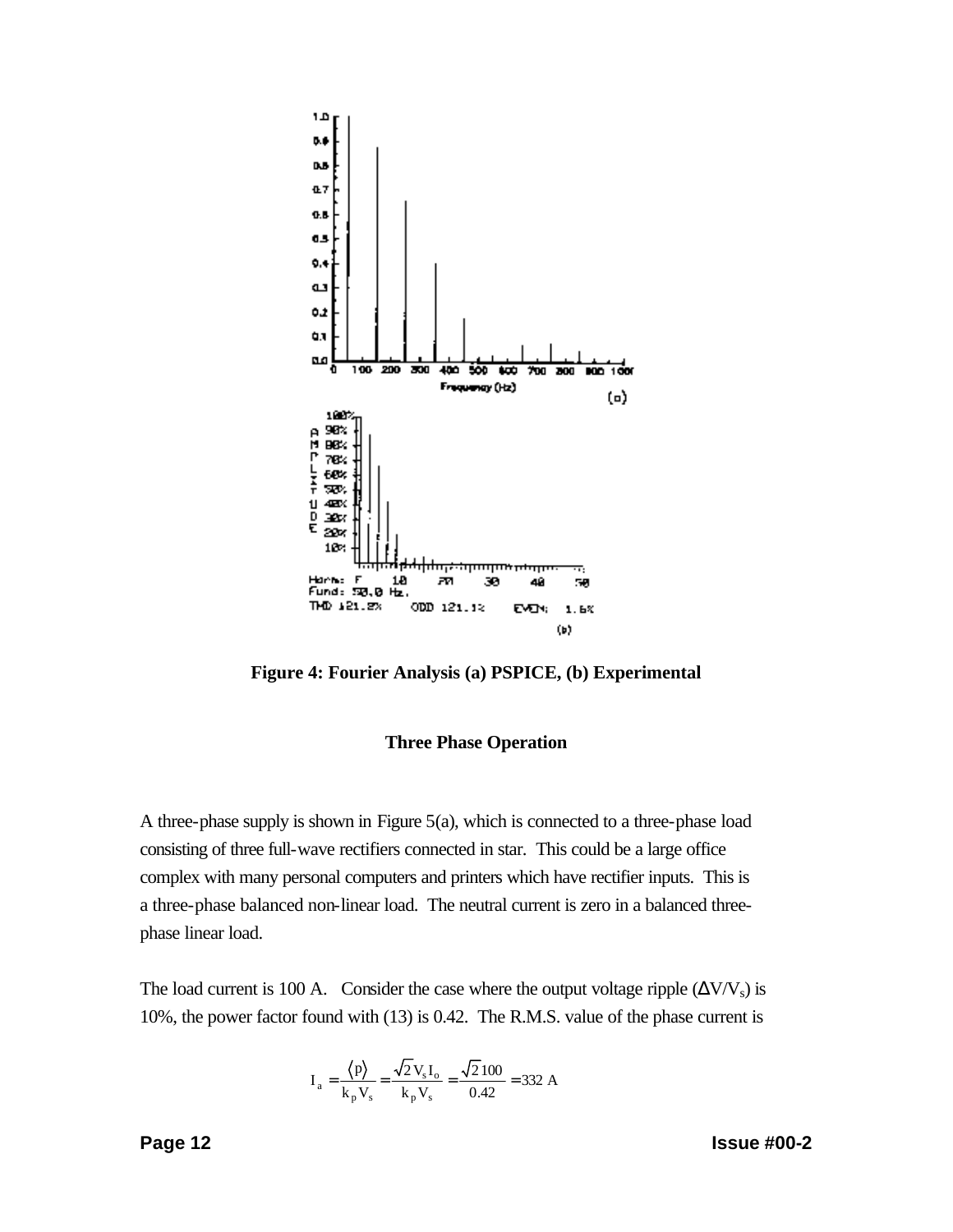Figure 4: Fourier Analysis (a) PSPICE, (b) Experimental

### Three Phase Operation

A three-phase supply is shown in Figure 5(a), which is connected to a three-phase load consisting of three full-wave rectifiers connected in star. This could be a large office complex with many personal computers and printers which have rectifier inputs. This is a three-phase balanced non-linear load. The neutral current is zero in a balanced three-phase linear load.

The load current is 100 A. Consider the case where the output voltage ripple ($\Delta V/V_s$) is 10%, the power factor found with (13) is 0.42. The R.M.S. value of the phase current is

$$I_a = \frac{\langle p \rangle}{k_p V_s} = \frac{\sqrt{2} V_s I_o}{k_p V_s} = \frac{\sqrt{2}\,100}{0.42} = 332 \text{ A}$$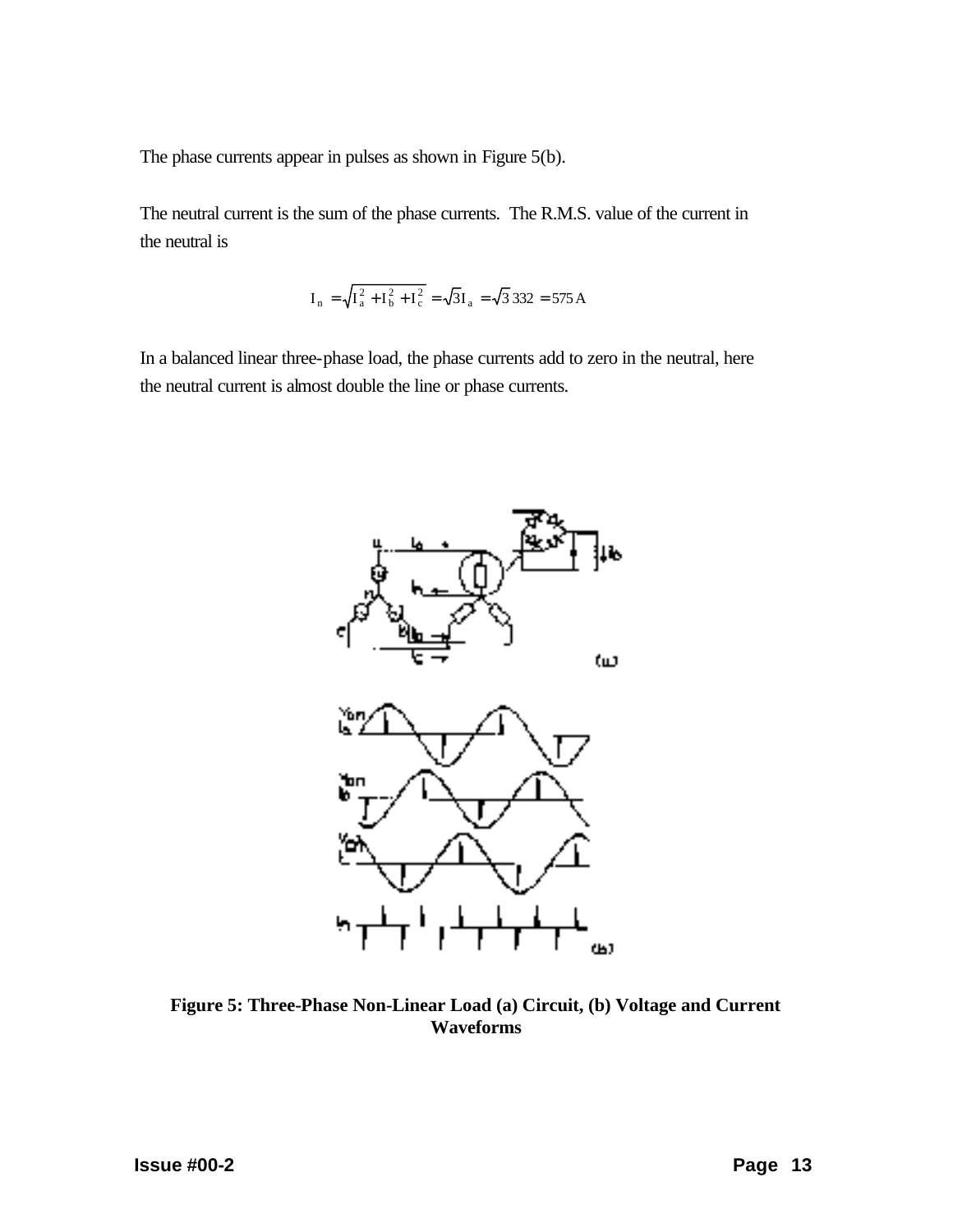The phase currents appear in pulses as shown in Figure 5(b).

The neutral current is the sum of the phase currents. The R.M.S. value of the current in the neutral is

$$I_n = \sqrt{I_a^2 + I_b^2 + I_c^2} = \sqrt{3} I_a = \sqrt{3}\, 332 = 575\,\text{A}$$

In a balanced linear three-phase load, the phase currents add to zero in the neutral, here the neutral current is almost double the line or phase currents.

**Figure 5: Three-Phase Non-Linear Load (a) Circuit, (b) Voltage and Current Waveforms**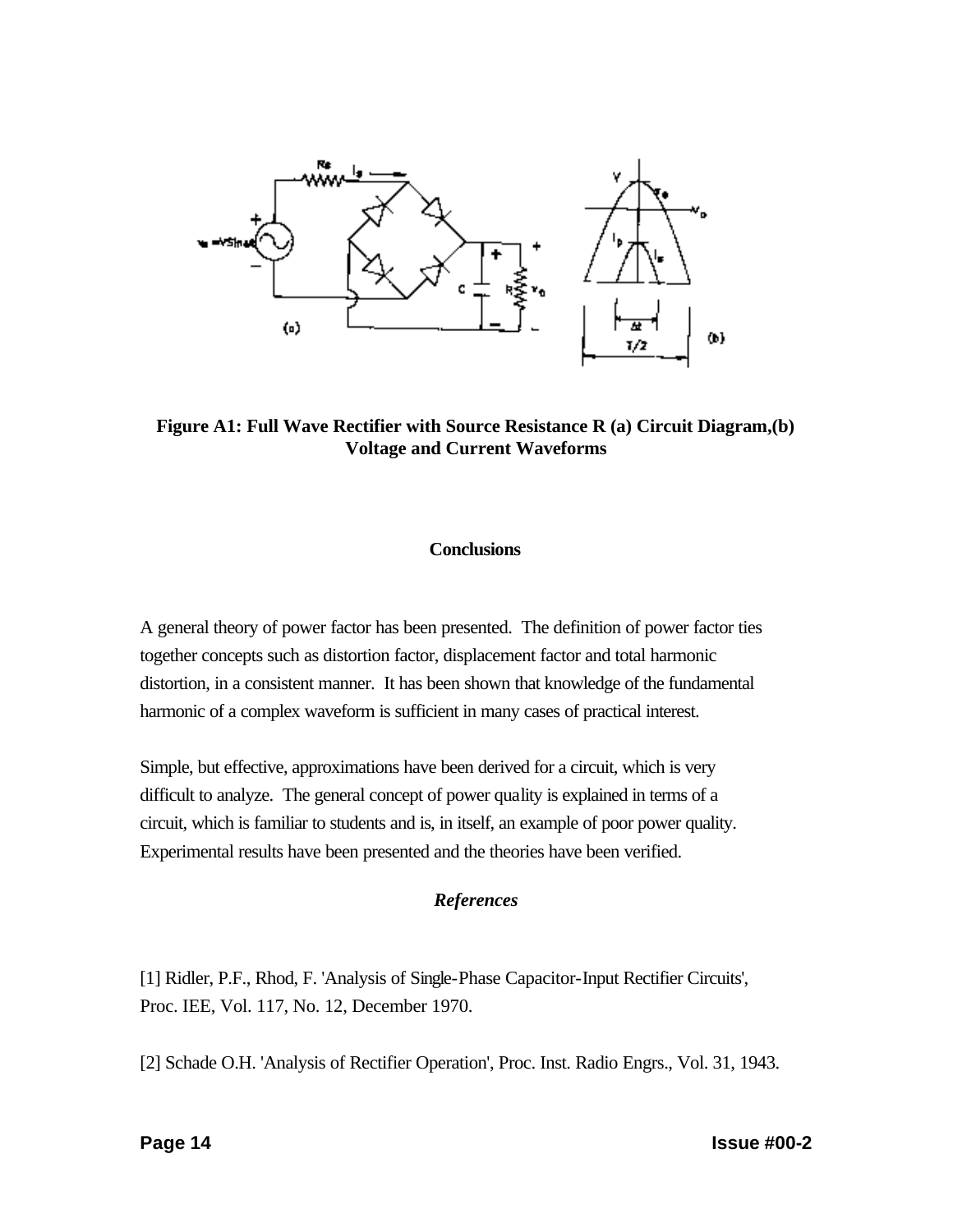**Figure A1: Full Wave Rectifier with Source Resistance R (a) Circuit Diagram,(b) Voltage and Current Waveforms**

## Conclusions

A general theory of power factor has been presented. The definition of power factor ties together concepts such as distortion factor, displacement factor and total harmonic distortion, in a consistent manner. It has been shown that knowledge of the fundamental harmonic of a complex waveform is sufficient in many cases of practical interest.

Simple, but effective, approximations have been derived for a circuit, which is very difficult to analyze. The general concept of power quality is explained in terms of a circuit, which is familiar to students and is, in itself, an example of poor power quality. Experimental results have been presented and the theories have been verified.

## *References*

[1] Ridler, P.F., Rhod, F. 'Analysis of Single-Phase Capacitor-Input Rectifier Circuits', Proc. IEE, Vol. 117, No. 12, December 1970.

[2] Schade O.H. 'Analysis of Rectifier Operation', Proc. Inst. Radio Engrs., Vol. 31, 1943.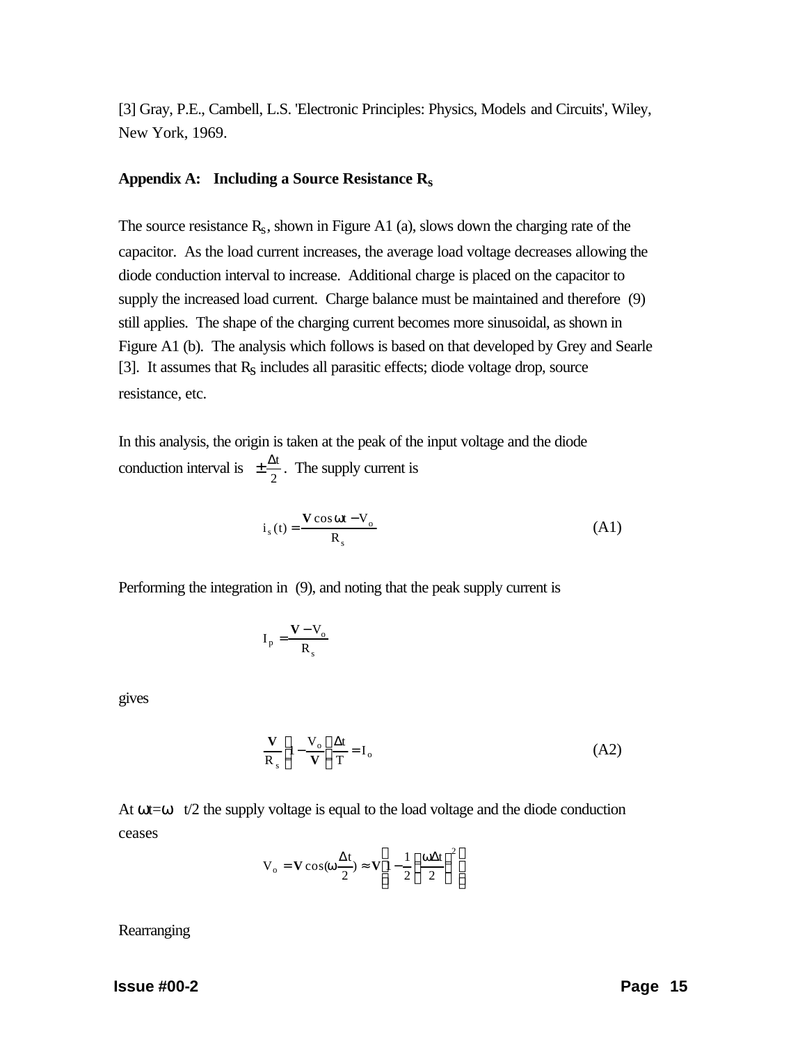[3] Gray, P.E., Cambell, L.S. 'Electronic Principles: Physics, Models and Circuits', Wiley, New York, 1969.

## Appendix A: Including a Source Resistance $R_s$

The source resistance $R_s$, shown in Figure A1 (a), slows down the charging rate of the capacitor. As the load current increases, the average load voltage decreases allowing the diode conduction interval to increase. Additional charge is placed on the capacitor to supply the increased load current. Charge balance must be maintained and therefore (9) still applies. The shape of the charging current becomes more sinusoidal, as shown in Figure A1 (b). The analysis which follows is based on that developed by Grey and Searle [3]. It assumes that $R_S$ includes all parasitic effects; diode voltage drop, source resistance, etc.

In this analysis, the origin is taken at the peak of the input voltage and the diode conduction interval is $\pm\frac{\Delta t}{2}$. The supply current is

$$i_s(t) = \frac{\mathbf{V}\cos\omega t - V_o}{R_s} \tag{A1}$$

Performing the integration in (9), and noting that the peak supply current is

$$I_p = \frac{\mathbf{V} - V_o}{R_s}$$

gives

$$\frac{\mathbf{V}}{R_s}\left(1 - \frac{V_o}{\mathbf{V}}\right)\frac{\Delta t}{T} = I_o \tag{A2}$$

At $\omega t = \omega\Delta t/2$ the supply voltage is equal to the load voltage and the diode conduction ceases

$$V_o = \mathbf{V}\cos\left(\omega\frac{\Delta t}{2}\right) \approx \mathbf{V}\left[1 - \frac{1}{2}\left(\frac{\omega\Delta t}{2}\right)^2\right]$$

Rearranging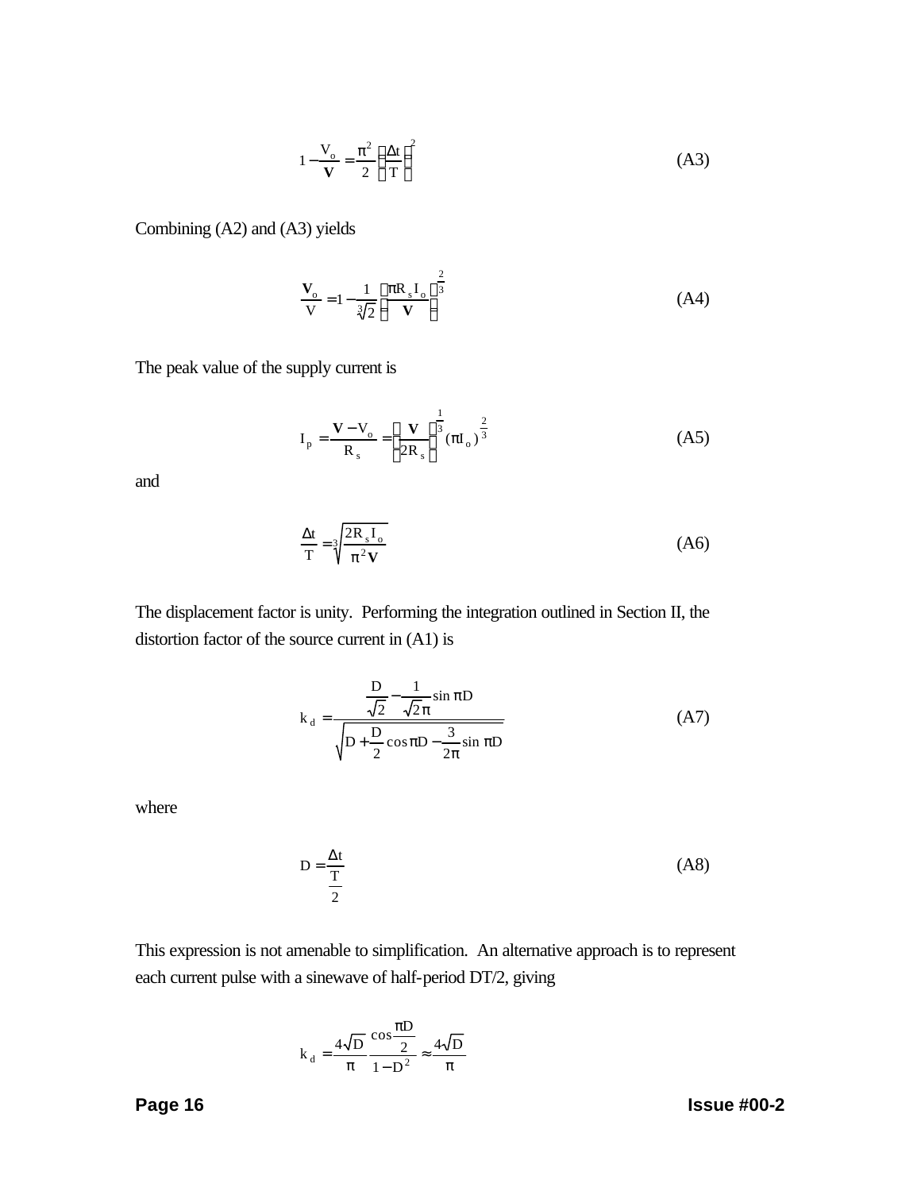$$1 - \frac{V_o}{\mathbf{V}} = \frac{\pi^2}{2}\left(\frac{\Delta t}{T}\right)^2 \tag{A3}$$

Combining (A2) and (A3) yields

$$\frac{\mathbf{V}_o}{V} = 1 - \frac{1}{\sqrt[3]{2}}\left(\frac{\pi R_s I_o}{\mathbf{V}}\right)^{\frac{2}{3}} \tag{A4}$$

The peak value of the supply current is

$$I_p = \frac{\mathbf{V} - V_o}{R_s} = \left(\frac{\mathbf{V}}{2R_s}\right)^{\frac{1}{3}} (\pi I_o)^{\frac{2}{3}} \tag{A5}$$

and

$$\frac{\Delta t}{T} = \sqrt[3]{\frac{2R_s I_o}{\pi^2 \mathbf{V}}} \tag{A6}$$

The displacement factor is unity. Performing the integration outlined in Section II, the distortion factor of the source current in (A1) is

$$k_d = \frac{\frac{D}{\sqrt{2}} - \frac{1}{\sqrt{2}\pi}\sin \pi D}{\sqrt{D + \frac{D}{2}\cos \pi D - \frac{3}{2\pi}\sin \pi D}} \tag{A7}$$

where

$$D = \frac{\Delta t}{\frac{T}{2}} \tag{A8}$$

This expression is not amenable to simplification. An alternative approach is to represent each current pulse with a sinewave of half-period DT/2, giving

$$k_d = \frac{4\sqrt{D}}{\pi}\frac{\cos\frac{\pi D}{2}}{1 - D^2} \approx \frac{4\sqrt{D}}{\pi}$$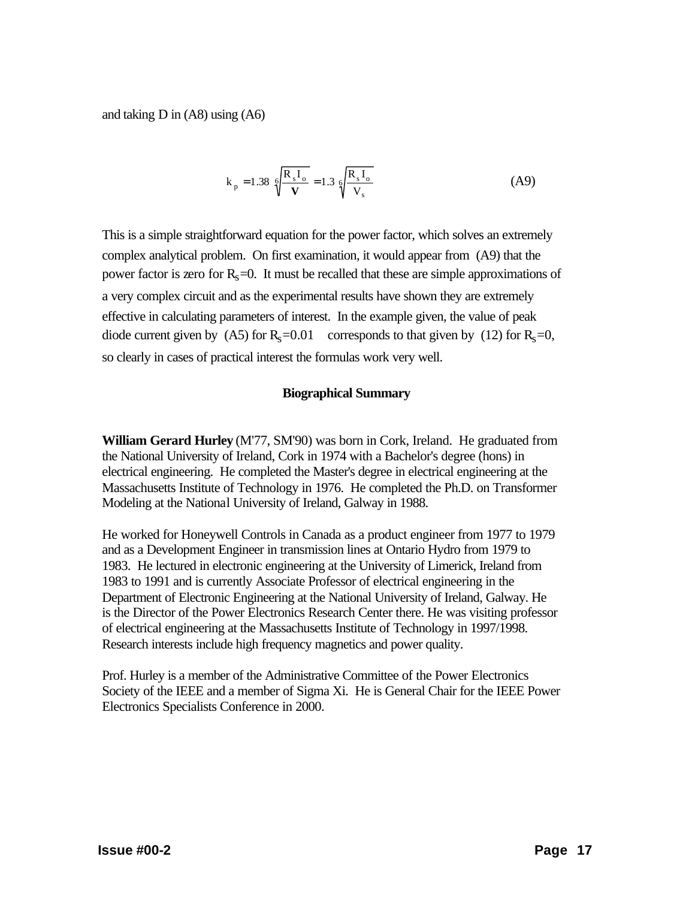and taking D in (A8) using (A6)

$$k_p = 1.38 \sqrt[6]{\frac{R_s I_o}{\mathbf{V}}} = 1.3 \sqrt[6]{\frac{R_s I_o}{V_s}} \tag{A9}$$

This is a simple straightforward equation for the power factor, which solves an extremely complex analytical problem. On first examination, it would appear from (A9) that the power factor is zero for $R_s=0$. It must be recalled that these are simple approximations of a very complex circuit and as the experimental results have shown they are extremely effective in calculating parameters of interest. In the example given, the value of peak diode current given by (A5) for $R_s=0.01$ corresponds to that given by (12) for $R_s=0$, so clearly in cases of practical interest the formulas work very well.

## Biographical Summary

**William Gerard Hurley** (M'77, SM'90) was born in Cork, Ireland. He graduated from the National University of Ireland, Cork in 1974 with a Bachelor's degree (hons) in electrical engineering. He completed the Master's degree in electrical engineering at the Massachusetts Institute of Technology in 1976. He completed the Ph.D. on Transformer Modeling at the National University of Ireland, Galway in 1988.

He worked for Honeywell Controls in Canada as a product engineer from 1977 to 1979 and as a Development Engineer in transmission lines at Ontario Hydro from 1979 to 1983. He lectured in electronic engineering at the University of Limerick, Ireland from 1983 to 1991 and is currently Associate Professor of electrical engineering in the Department of Electronic Engineering at the National University of Ireland, Galway. He is the Director of the Power Electronics Research Center there. He was visiting professor of electrical engineering at the Massachusetts Institute of Technology in 1997/1998. Research interests include high frequency magnetics and power quality.

Prof. Hurley is a member of the Administrative Committee of the Power Electronics Society of the IEEE and a member of Sigma Xi. He is General Chair for the IEEE Power Electronics Specialists Conference in 2000.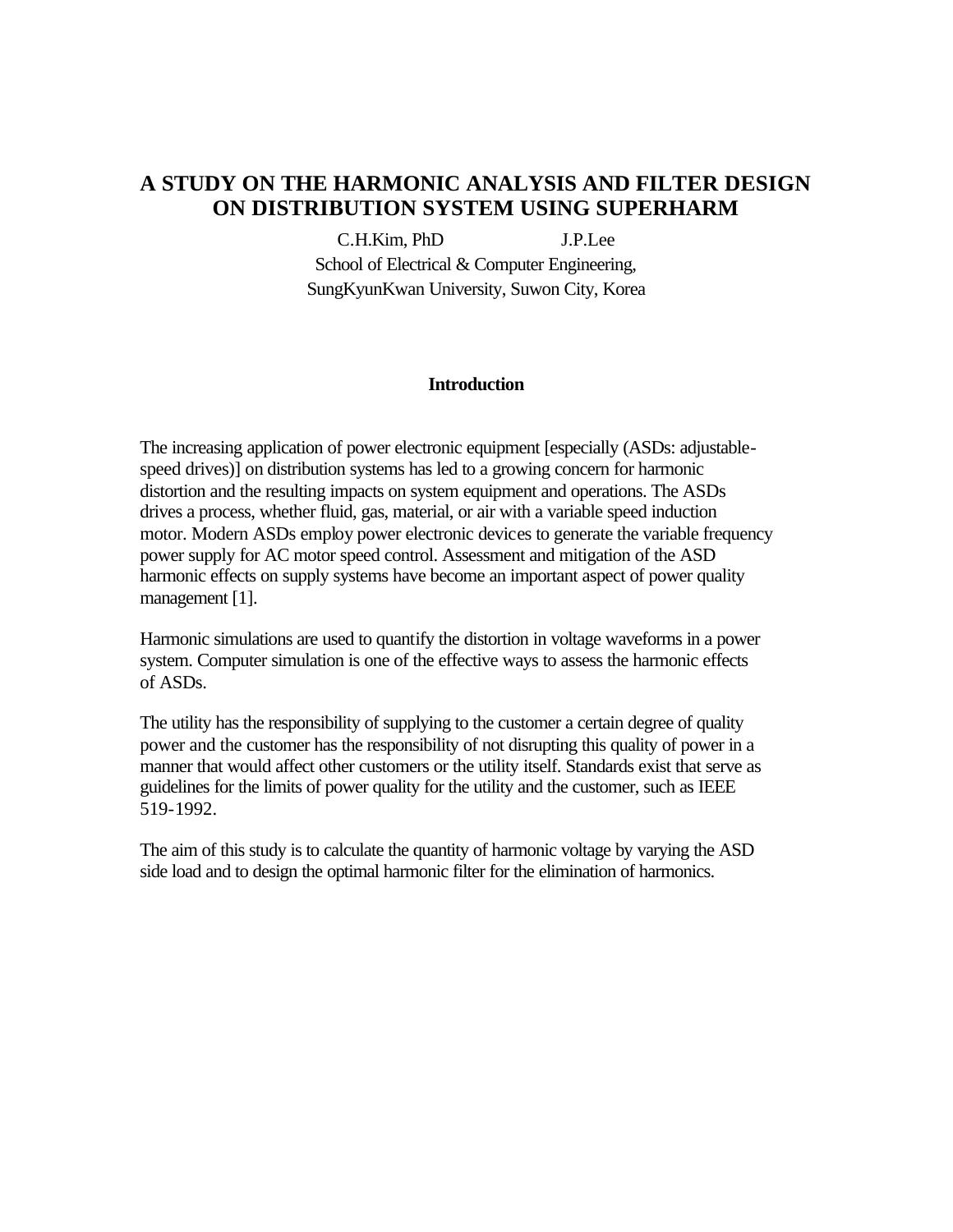# A STUDY ON THE HARMONIC ANALYSIS AND FILTER DESIGN ON DISTRIBUTION SYSTEM USING SUPERHARM

C.H.Kim, PhD J.P.Lee

School of Electrical & Computer Engineering,
SungKyunKwan University, Suwon City, Korea

## Introduction

The increasing application of power electronic equipment [especially (ASDs: adjustable-speed drives)] on distribution systems has led to a growing concern for harmonic distortion and the resulting impacts on system equipment and operations. The ASDs drives a process, whether fluid, gas, material, or air with a variable speed induction motor. Modern ASDs employ power electronic devices to generate the variable frequency power supply for AC motor speed control. Assessment and mitigation of the ASD harmonic effects on supply systems have become an important aspect of power quality management [1].

Harmonic simulations are used to quantify the distortion in voltage waveforms in a power system. Computer simulation is one of the effective ways to assess the harmonic effects of ASDs.

The utility has the responsibility of supplying to the customer a certain degree of quality power and the customer has the responsibility of not disrupting this quality of power in a manner that would affect other customers or the utility itself. Standards exist that serve as guidelines for the limits of power quality for the utility and the customer, such as IEEE 519-1992.

The aim of this study is to calculate the quantity of harmonic voltage by varying the ASD side load and to design the optimal harmonic filter for the elimination of harmonics.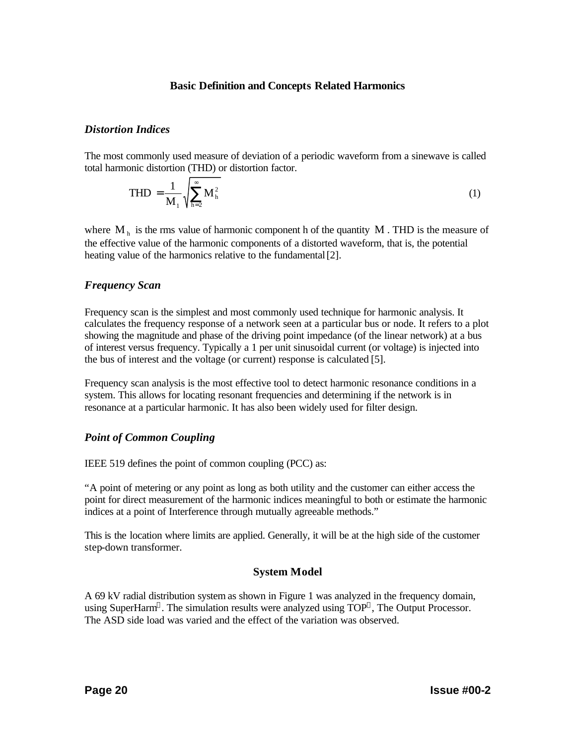## Basic Definition and Concepts Related Harmonics

### *Distortion Indices*

The most commonly used measure of deviation of a periodic waveform from a sinewave is called total harmonic distortion (THD) or distortion factor.

$$\mathrm{THD} = \frac{1}{M_1}\sqrt{\sum_{h=2}^{\infty} M_h^2} \tag{1}$$

where $M_h$ is the rms value of harmonic component h of the quantity $M$. THD is the measure of the effective value of the harmonic components of a distorted waveform, that is, the potential heating value of the harmonics relative to the fundamental [2].

### *Frequency Scan*

Frequency scan is the simplest and most commonly used technique for harmonic analysis. It calculates the frequency response of a network seen at a particular bus or node. It refers to a plot showing the magnitude and phase of the driving point impedance (of the linear network) at a bus of interest versus frequency. Typically a 1 per unit sinusoidal current (or voltage) is injected into the bus of interest and the voltage (or current) response is calculated [5].

Frequency scan analysis is the most effective tool to detect harmonic resonance conditions in a system. This allows for locating resonant frequencies and determining if the network is in resonance at a particular harmonic. It has also been widely used for filter design.

### *Point of Common Coupling*

IEEE 519 defines the point of common coupling (PCC) as:

"A point of metering or any point as long as both utility and the customer can either access the point for direct measurement of the harmonic indices meaningful to both or estimate the harmonic indices at a point of Interference through mutually agreeable methods."

This is the location where limits are applied. Generally, it will be at the high side of the customer step-down transformer.

## System Model

A 69 kV radial distribution system as shown in Figure 1 was analyzed in the frequency domain, using SuperHarm®. The simulation results were analyzed using TOP®, The Output Processor. The ASD side load was varied and the effect of the variation was observed.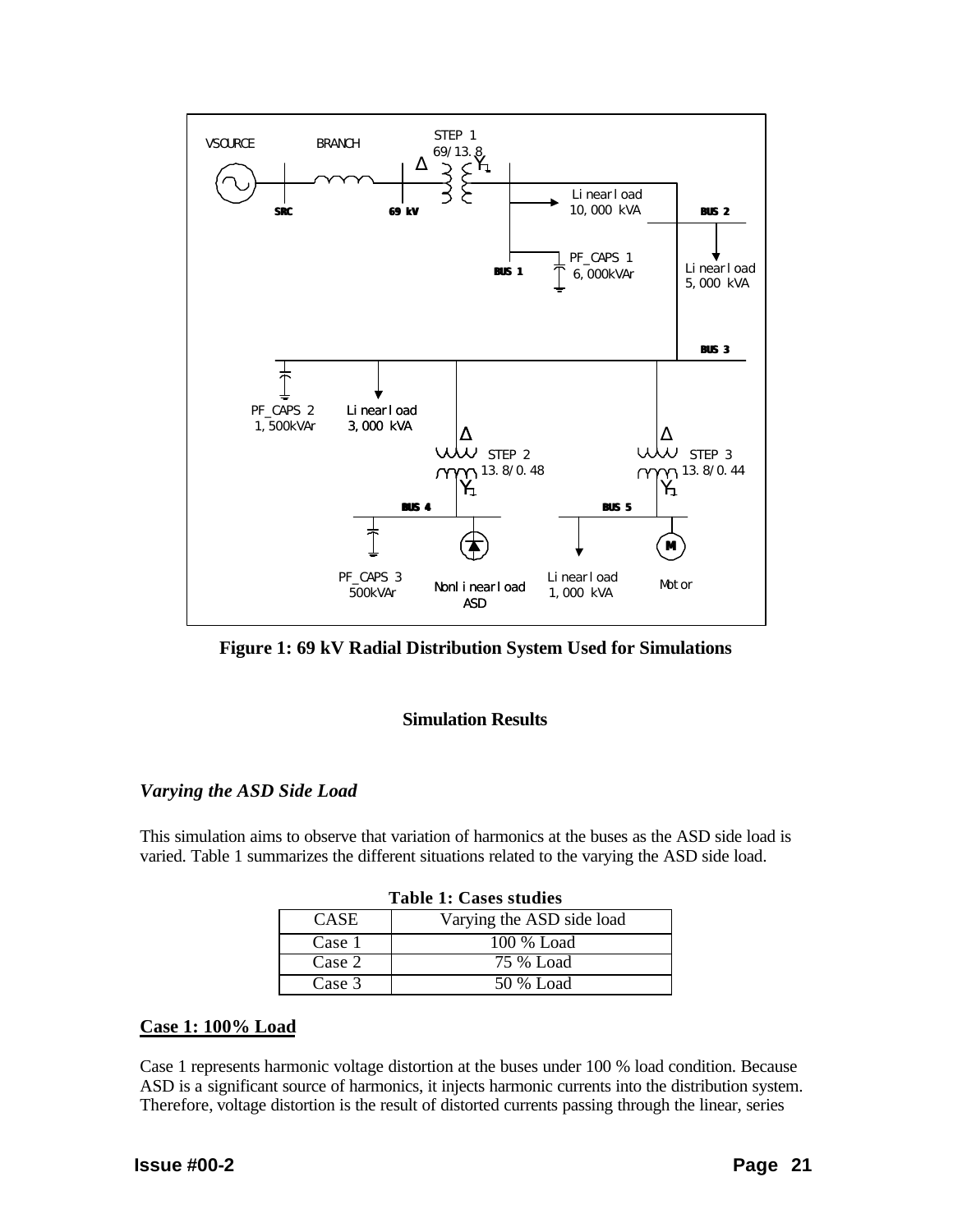**Figure 1: 69 kV Radial Distribution System Used for Simulations**

## Simulation Results

### *Varying the ASD Side Load*

This simulation aims to observe that variation of harmonics at the buses as the ASD side load is varied. Table 1 summarizes the different situations related to the varying the ASD side load.

**Table 1: Cases studies**

| CASE | Varying the ASD side load |
|---|---|
| Case 1 | 100 % Load |
| Case 2 | 75 % Load |
| Case 3 | 50 % Load |

**Case 1: 100% Load**

Case 1 represents harmonic voltage distortion at the buses under 100 % load condition. Because ASD is a significant source of harmonics, it injects harmonic currents into the distribution system. Therefore, voltage distortion is the result of distorted currents passing through the linear, series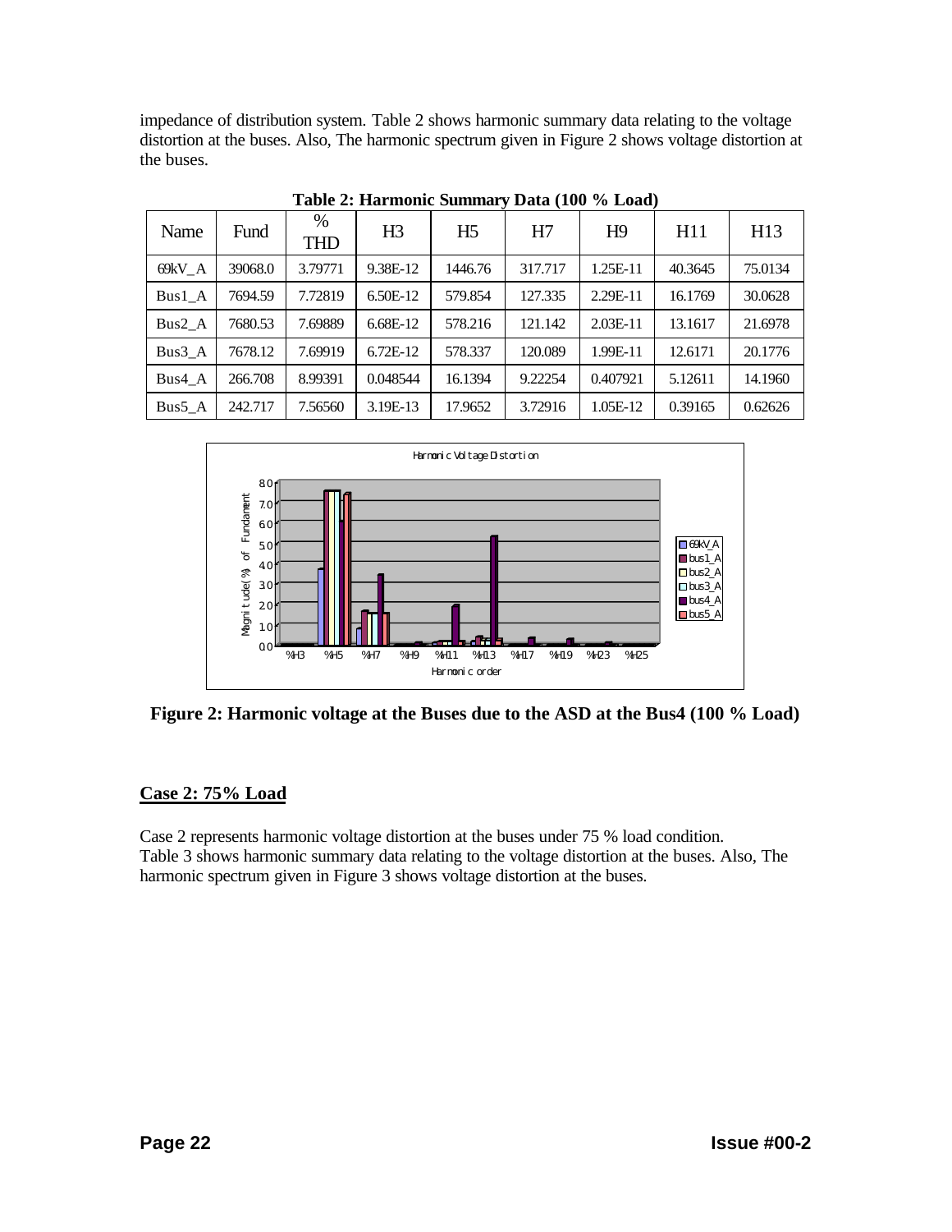impedance of distribution system. Table 2 shows harmonic summary data relating to the voltage distortion at the buses. Also, The harmonic spectrum given in Figure 2 shows voltage distortion at the buses.

**Table 2: Harmonic Summary Data (100 % Load)**

| Name | Fund | % THD | H3 | H5 | H7 | H9 | H11 | H13 |
|---|---|---|---|---|---|---|---|---|
| 69kV_A | 39068.0 | 3.79771 | 9.38E-12 | 1446.76 | 317.717 | 1.25E-11 | 40.3645 | 75.0134 |
| Bus1_A | 7694.59 | 7.72819 | 6.50E-12 | 579.854 | 127.335 | 2.29E-11 | 16.1769 | 30.0628 |
| Bus2_A | 7680.53 | 7.69889 | 6.68E-12 | 578.216 | 121.142 | 2.03E-11 | 13.1617 | 21.6978 |
| Bus3_A | 7678.12 | 7.69919 | 6.72E-12 | 578.337 | 120.089 | 1.99E-11 | 12.6171 | 20.1776 |
| Bus4_A | 266.708 | 8.99391 | 0.048544 | 16.1394 | 9.22254 | 0.407921 | 5.12611 | 14.1960 |
| Bus5_A | 242.717 | 7.56560 | 3.19E-13 | 17.9652 | 3.72916 | 1.05E-12 | 0.39165 | 0.62626 |

**Figure 2: Harmonic voltage at the Buses due to the ASD at the Bus4 (100 % Load)**

## Case 2: 75% Load

Case 2 represents harmonic voltage distortion at the buses under 75 % load condition. Table 3 shows harmonic summary data relating to the voltage distortion at the buses. Also, The harmonic spectrum given in Figure 3 shows voltage distortion at the buses.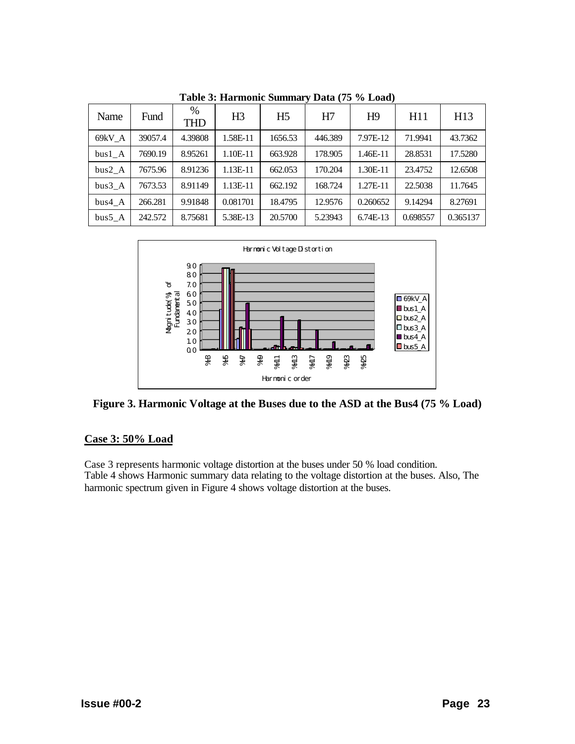**Table 3: Harmonic Summary Data (75 % Load)**

| Name | Fund | % THD | H3 | H5 | H7 | H9 | H11 | H13 |
|---|---|---|---|---|---|---|---|---|
| 69kV_A | 39057.4 | 4.39808 | 1.58E-11 | 1656.53 | 446.389 | 7.97E-12 | 71.9941 | 43.7362 |
| bus1_A | 7690.19 | 8.95261 | 1.10E-11 | 663.928 | 178.905 | 1.46E-11 | 28.8531 | 17.5280 |
| bus2_A | 7675.96 | 8.91236 | 1.13E-11 | 662.053 | 170.204 | 1.30E-11 | 23.4752 | 12.6508 |
| bus3_A | 7673.53 | 8.91149 | 1.13E-11 | 662.192 | 168.724 | 1.27E-11 | 22.5038 | 11.7645 |
| bus4_A | 266.281 | 9.91848 | 0.081701 | 18.4795 | 12.9576 | 0.260652 | 9.14294 | 8.27691 |
| bus5_A | 242.572 | 8.75681 | 5.38E-13 | 20.5700 | 5.23943 | 6.74E-13 | 0.698557 | 0.365137 |

**Figure 3. Harmonic Voltage at the Buses due to the ASD at the Bus4 (75 % Load)**

## Case 3: 50% Load

Case 3 represents harmonic voltage distortion at the buses under 50 % load condition.
Table 4 shows Harmonic summary data relating to the voltage distortion at the buses. Also, The harmonic spectrum given in Figure 4 shows voltage distortion at the buses.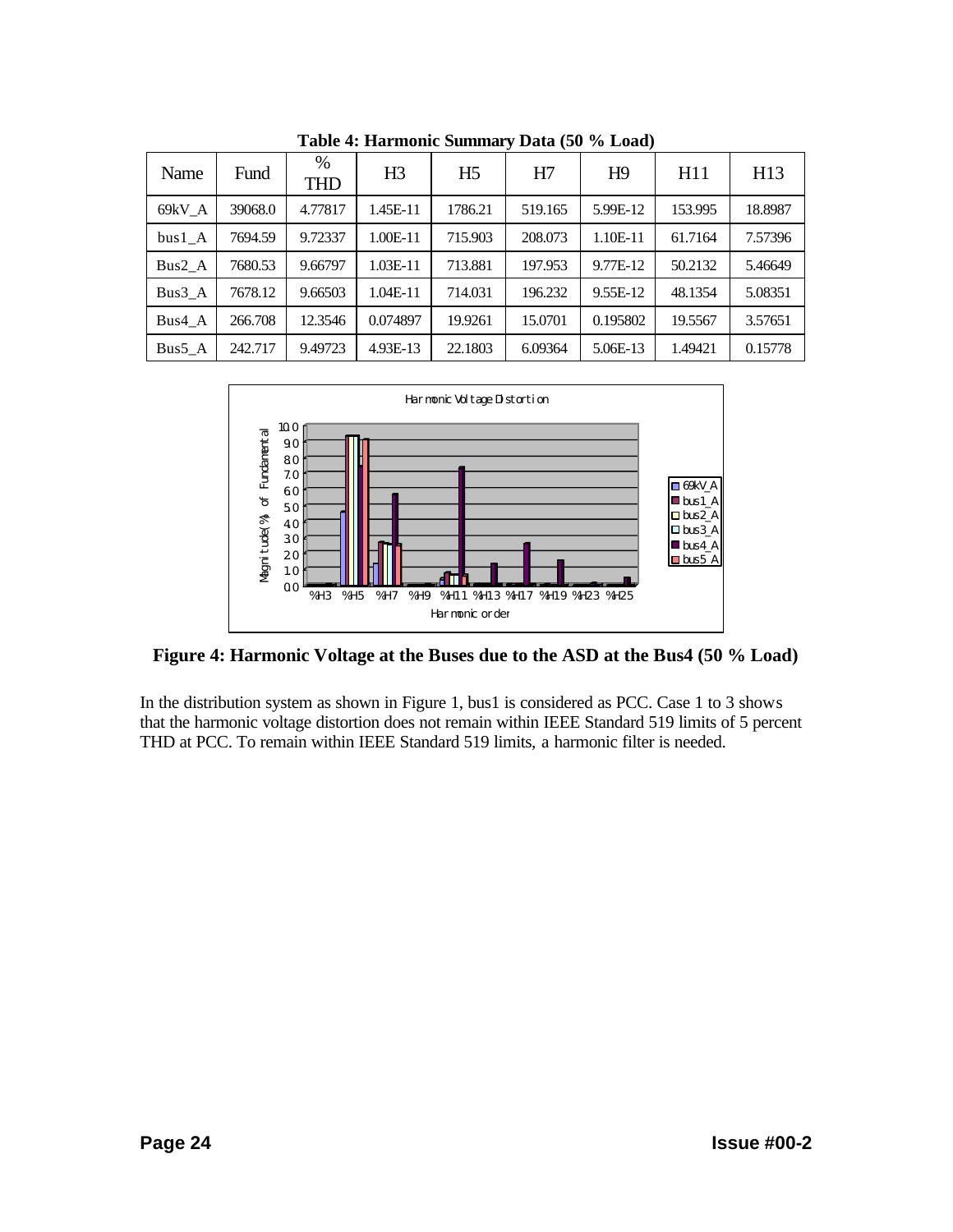**Table 4: Harmonic Summary Data (50 % Load)**

| Name | Fund | % THD | H3 | H5 | H7 | H9 | H11 | H13 |
|---|---|---|---|---|---|---|---|---|
| 69kV_A | 39068.0 | 4.77817 | 1.45E-11 | 1786.21 | 519.165 | 5.99E-12 | 153.995 | 18.8987 |
| bus1_A | 7694.59 | 9.72337 | 1.00E-11 | 715.903 | 208.073 | 1.10E-11 | 61.7164 | 7.57396 |
| Bus2_A | 7680.53 | 9.66797 | 1.03E-11 | 713.881 | 197.953 | 9.77E-12 | 50.2132 | 5.46649 |
| Bus3_A | 7678.12 | 9.66503 | 1.04E-11 | 714.031 | 196.232 | 9.55E-12 | 48.1354 | 5.08351 |
| Bus4_A | 266.708 | 12.3546 | 0.074897 | 19.9261 | 15.0701 | 0.195802 | 19.5567 | 3.57651 |
| Bus5_A | 242.717 | 9.49723 | 4.93E-13 | 22.1803 | 6.09364 | 5.06E-13 | 1.49421 | 0.15778 |

**Figure 4: Harmonic Voltage at the Buses due to the ASD at the Bus4 (50 % Load)**

In the distribution system as shown in Figure 1, bus1 is considered as PCC. Case 1 to 3 shows that the harmonic voltage distortion does not remain within IEEE Standard 519 limits of 5 percent THD at PCC. To remain within IEEE Standard 519 limits, a harmonic filter is needed.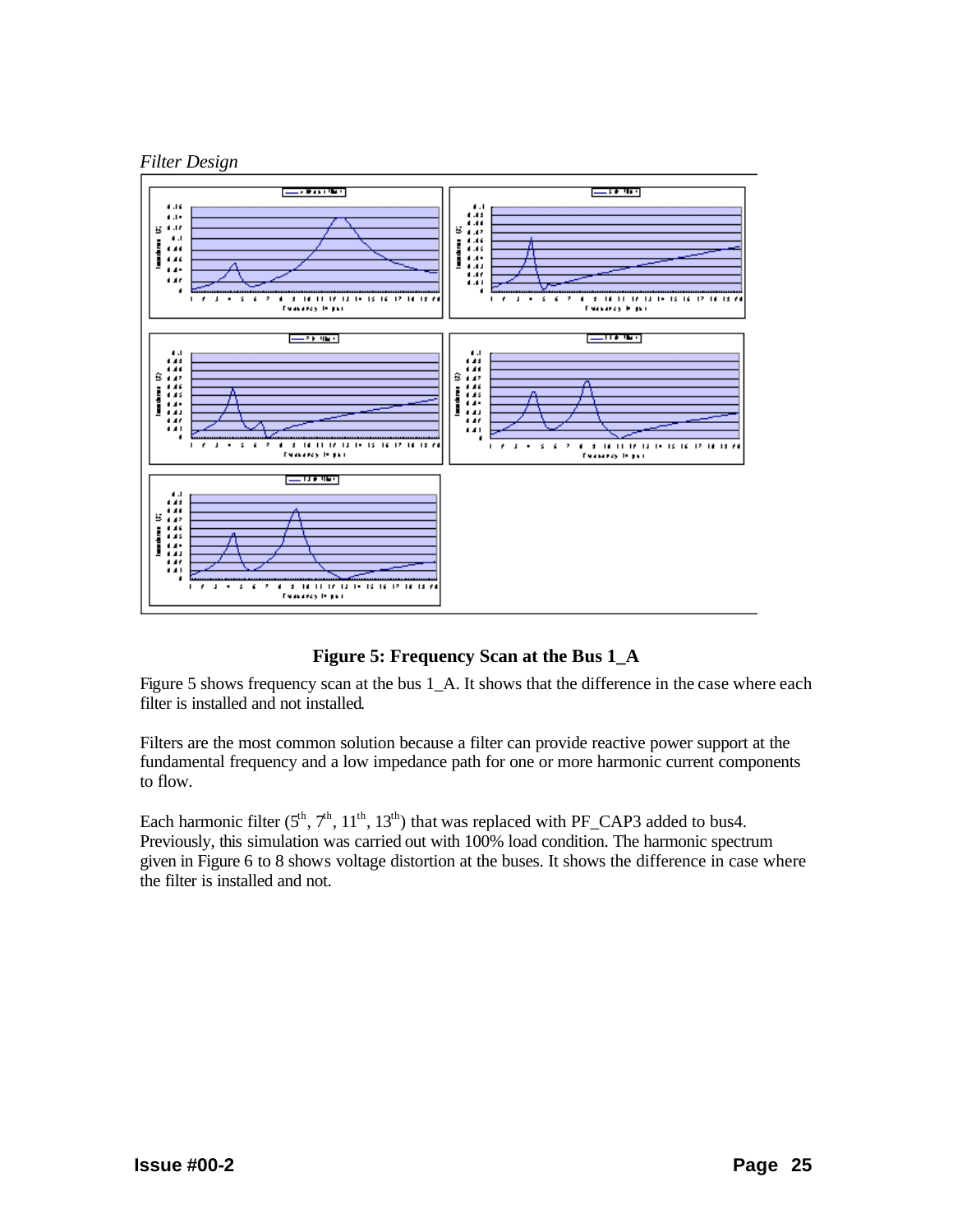Figure 5: Frequency Scan at the Bus 1_A

Figure 5 shows frequency scan at the bus 1_A. It shows that the difference in the case where each filter is installed and not installed.

Filters are the most common solution because a filter can provide reactive power support at the fundamental frequency and a low impedance path for one or more harmonic current components to flow.

Each harmonic filter ($5^{th}$, $7^{th}$, $11^{th}$, $13^{th}$) that was replaced with PF_CAP3 added to bus4. Previously, this simulation was carried out with 100% load condition. The harmonic spectrum given in Figure 6 to 8 shows voltage distortion at the buses. It shows the difference in case where the filter is installed and not.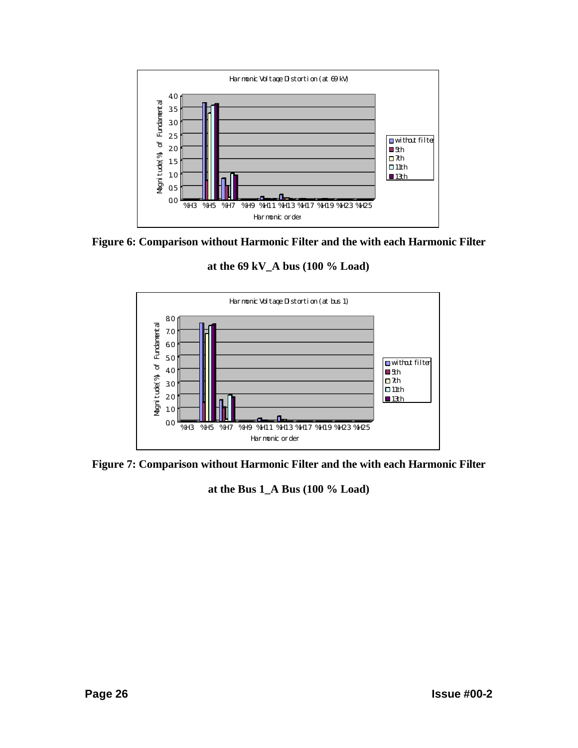Figure 6: Comparison without Harmonic Filter and the with each Harmonic Filter

at the 69 kV_A bus (100 % Load)

Figure 7: Comparison without Harmonic Filter and the with each Harmonic Filter

at the Bus 1_A Bus (100 % Load)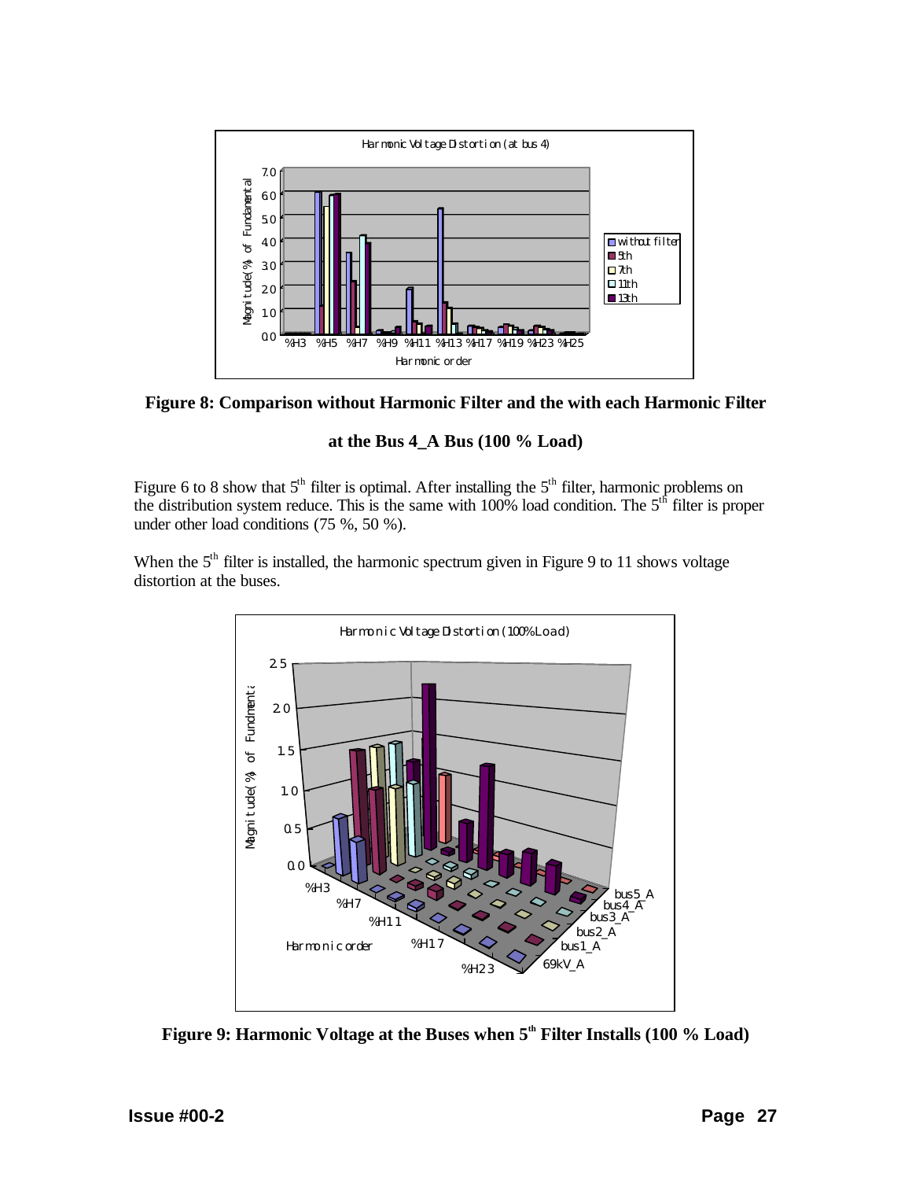**Figure 8: Comparison without Harmonic Filter and the with each Harmonic Filter at the Bus 4_A Bus (100 % Load)**

Figure 6 to 8 show that $5^{th}$ filter is optimal. After installing the $5^{th}$ filter, harmonic problems on the distribution system reduce. This is the same with 100% load condition. The $5^{th}$ filter is proper under other load conditions (75 %, 50 %).

When the $5^{th}$ filter is installed, the harmonic spectrum given in Figure 9 to 11 shows voltage distortion at the buses.

**Figure 9: Harmonic Voltage at the Buses when $5^{th}$ Filter Installs (100 % Load)**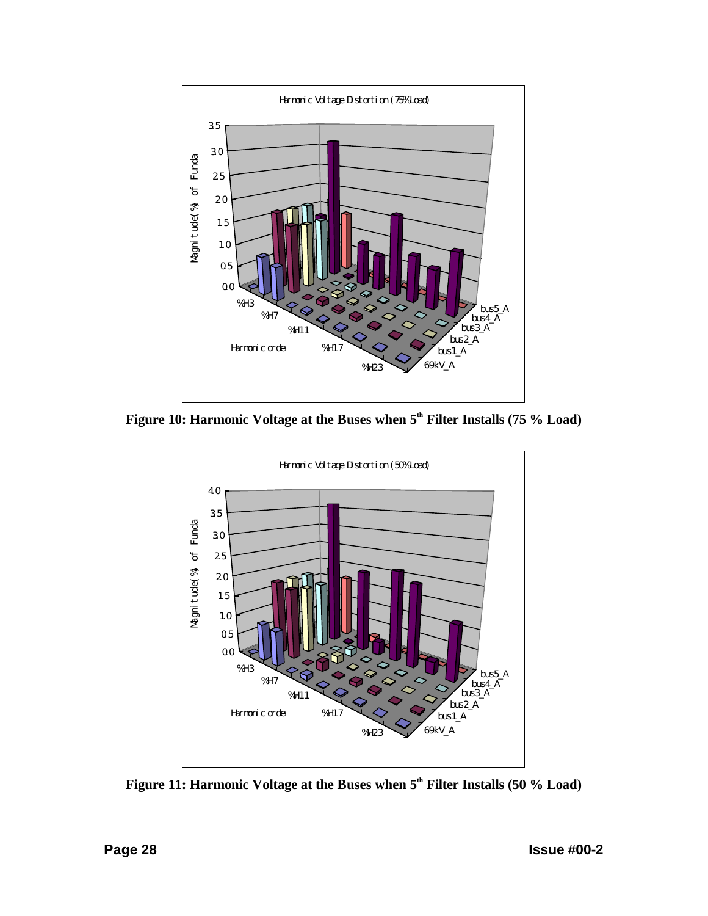Figure 10: Harmonic Voltage at the Buses when 5[th] Filter Installs (75 % Load)

Figure 11: Harmonic Voltage at the Buses when 5[th] Filter Installs (50 % Load)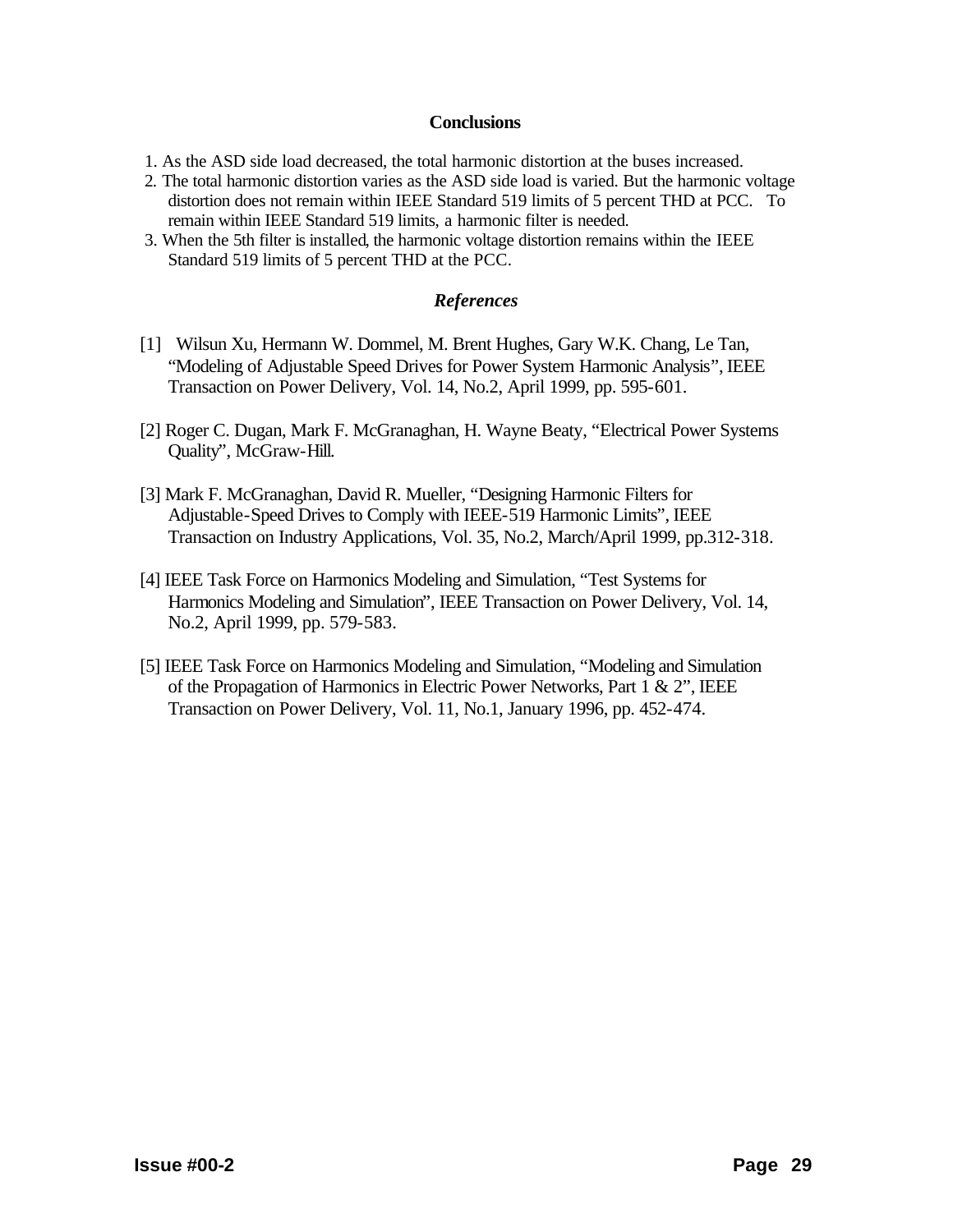## Conclusions

1. As the ASD side load decreased, the total harmonic distortion at the buses increased.
2. The total harmonic distortion varies as the ASD side load is varied. But the harmonic voltage distortion does not remain within IEEE Standard 519 limits of 5 percent THD at PCC. To remain within IEEE Standard 519 limits, a harmonic filter is needed.
3. When the 5th filter is installed, the harmonic voltage distortion remains within the IEEE Standard 519 limits of 5 percent THD at the PCC.

## *References*

[1] Wilsun Xu, Hermann W. Dommel, M. Brent Hughes, Gary W.K. Chang, Le Tan, "Modeling of Adjustable Speed Drives for Power System Harmonic Analysis", IEEE Transaction on Power Delivery, Vol. 14, No.2, April 1999, pp. 595-601.

[2] Roger C. Dugan, Mark F. McGranaghan, H. Wayne Beaty, "Electrical Power Systems Quality", McGraw-Hill.

[3] Mark F. McGranaghan, David R. Mueller, "Designing Harmonic Filters for Adjustable-Speed Drives to Comply with IEEE-519 Harmonic Limits", IEEE Transaction on Industry Applications, Vol. 35, No.2, March/April 1999, pp.312-318.

[4] IEEE Task Force on Harmonics Modeling and Simulation, "Test Systems for Harmonics Modeling and Simulation", IEEE Transaction on Power Delivery, Vol. 14, No.2, April 1999, pp. 579-583.

[5] IEEE Task Force on Harmonics Modeling and Simulation, "Modeling and Simulation of the Propagation of Harmonics in Electric Power Networks, Part 1 & 2", IEEE Transaction on Power Delivery, Vol. 11, No.1, January 1996, pp. 452-474.